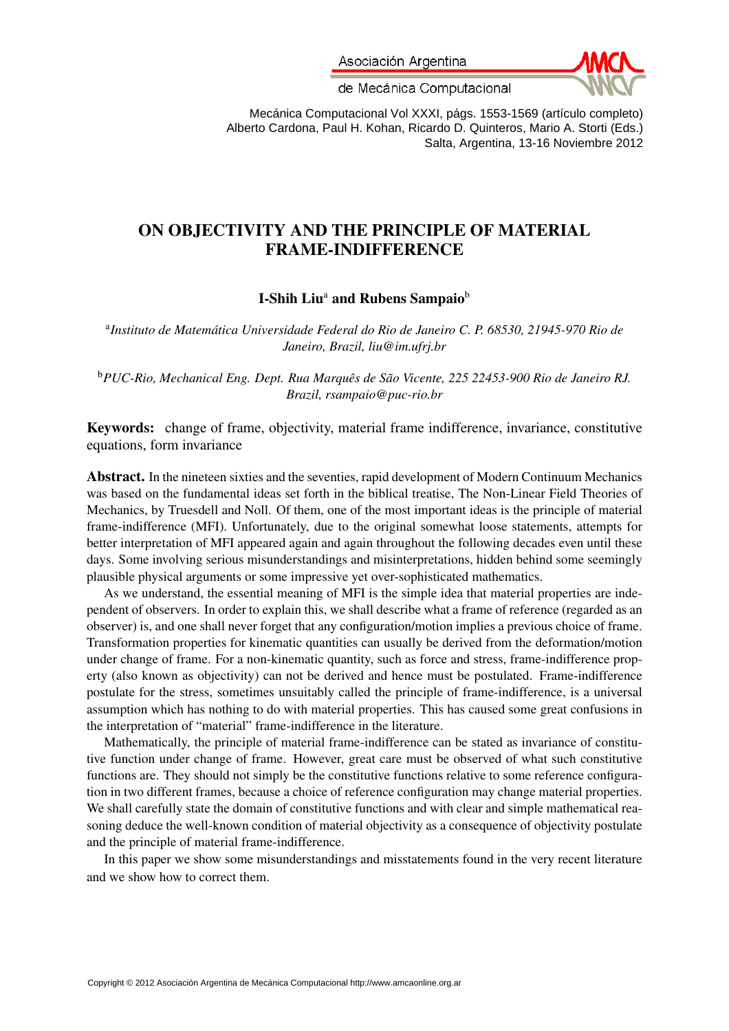# ON OBJECTIVITY AND THE PRINCIPLE OF MATERIAL FRAME-INDIFFERENCE

**I-Shih Liu**[a] **and Rubens Sampaio**[b]

[a] *Instituto de Matemática Universidade Federal do Rio de Janeiro C. P. 68530, 21945-970 Rio de Janeiro, Brazil, liu@im.ufrj.br*

[b] *PUC-Rio, Mechanical Eng. Dept. Rua Marquês de São Vicente, 225 22453-900 Rio de Janeiro RJ. Brazil, rsampaio@puc-rio.br*

**Keywords:** change of frame, objectivity, material frame indifference, invariance, constitutive equations, form invariance

**Abstract.** In the nineteen sixties and the seventies, rapid development of Modern Continuum Mechanics was based on the fundamental ideas set forth in the biblical treatise, The Non-Linear Field Theories of Mechanics, by Truesdell and Noll. Of them, one of the most important ideas is the principle of material frame-indifference (MFI). Unfortunately, due to the original somewhat loose statements, attempts for better interpretation of MFI appeared again and again throughout the following decades even until these days. Some involving serious misunderstandings and misinterpretations, hidden behind some seemingly plausible physical arguments or some impressive yet over-sophisticated mathematics.

As we understand, the essential meaning of MFI is the simple idea that material properties are independent of observers. In order to explain this, we shall describe what a frame of reference (regarded as an observer) is, and one shall never forget that any configuration/motion implies a previous choice of frame. Transformation properties for kinematic quantities can usually be derived from the deformation/motion under change of frame. For a non-kinematic quantity, such as force and stress, frame-indifference property (also known as objectivity) can not be derived and hence must be postulated. Frame-indifference postulate for the stress, sometimes unsuitably called the principle of frame-indifference, is a universal assumption which has nothing to do with material properties. This has caused some great confusions in the interpretation of "material" frame-indifference in the literature.

Mathematically, the principle of material frame-indifference can be stated as invariance of constitutive function under change of frame. However, great care must be observed of what such constitutive functions are. They should not simply be the constitutive functions relative to some reference configuration in two different frames, because a choice of reference configuration may change material properties. We shall carefully state the domain of constitutive functions and with clear and simple mathematical reasoning deduce the well-known condition of material objectivity as a consequence of objectivity postulate and the principle of material frame-indifference.

In this paper we show some misunderstandings and misstatements found in the very recent literature and we show how to correct them.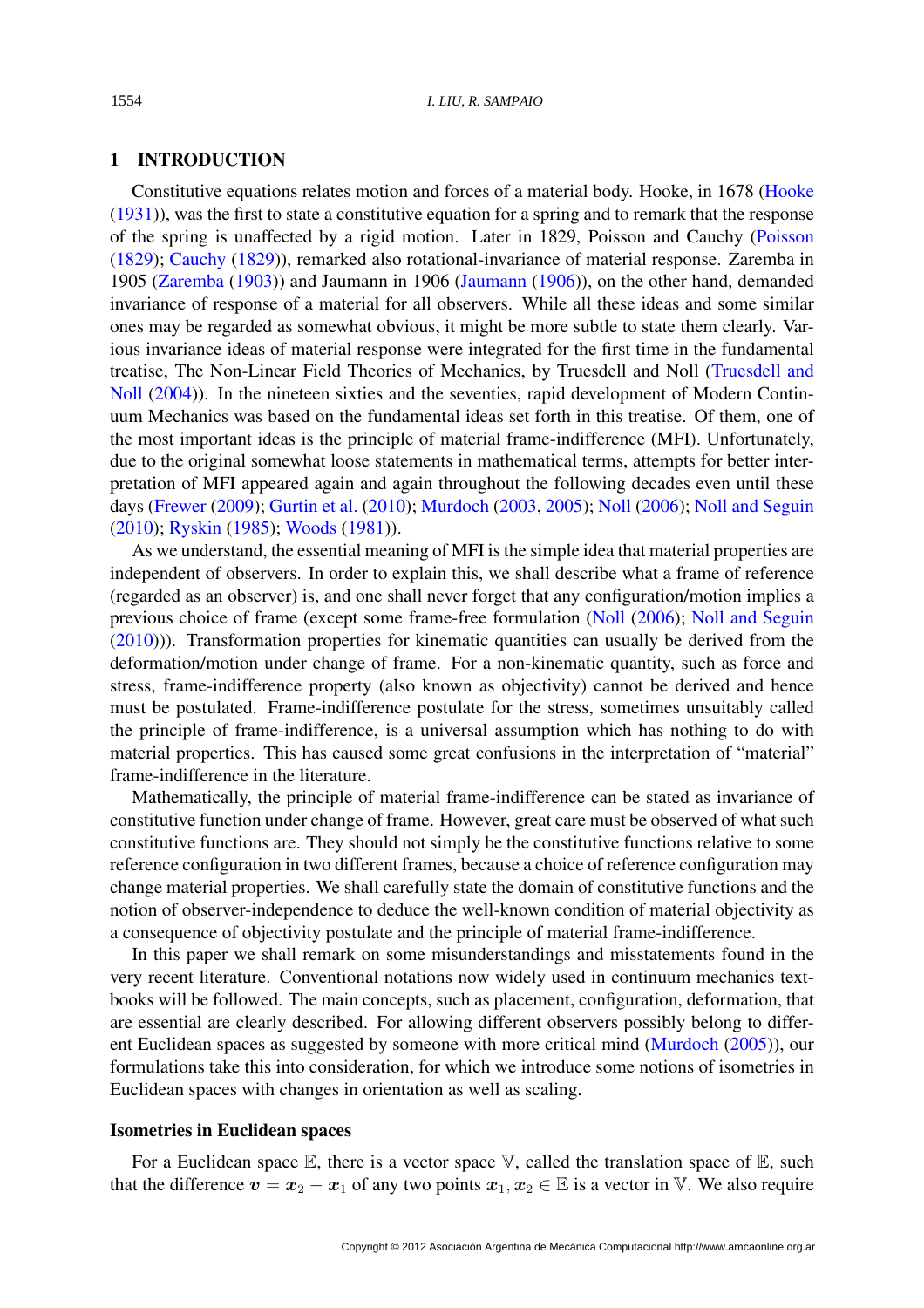## 1 INTRODUCTION

Constitutive equations relates motion and forces of a material body. Hooke, in 1678 (Hooke (1931)), was the first to state a constitutive equation for a spring and to remark that the response of the spring is unaffected by a rigid motion. Later in 1829, Poisson and Cauchy (Poisson (1829); Cauchy (1829)), remarked also rotational-invariance of material response. Zaremba in 1905 (Zaremba (1903)) and Jaumann in 1906 (Jaumann (1906)), on the other hand, demanded invariance of response of a material for all observers. While all these ideas and some similar ones may be regarded as somewhat obvious, it might be more subtle to state them clearly. Various invariance ideas of material response were integrated for the first time in the fundamental treatise, The Non-Linear Field Theories of Mechanics, by Truesdell and Noll (Truesdell and Noll (2004)). In the nineteen sixties and the seventies, rapid development of Modern Continuum Mechanics was based on the fundamental ideas set forth in this treatise. Of them, one of the most important ideas is the principle of material frame-indifference (MFI). Unfortunately, due to the original somewhat loose statements in mathematical terms, attempts for better interpretation of MFI appeared again and again throughout the following decades even until these days (Frewer (2009); Gurtin et al. (2010); Murdoch (2003, 2005); Noll (2006); Noll and Seguin (2010); Ryskin (1985); Woods (1981)).

As we understand, the essential meaning of MFI is the simple idea that material properties are independent of observers. In order to explain this, we shall describe what a frame of reference (regarded as an observer) is, and one shall never forget that any configuration/motion implies a previous choice of frame (except some frame-free formulation (Noll (2006); Noll and Seguin (2010))). Transformation properties for kinematic quantities can usually be derived from the deformation/motion under change of frame. For a non-kinematic quantity, such as force and stress, frame-indifference property (also known as objectivity) cannot be derived and hence must be postulated. Frame-indifference postulate for the stress, sometimes unsuitably called the principle of frame-indifference, is a universal assumption which has nothing to do with material properties. This has caused some great confusions in the interpretation of "material" frame-indifference in the literature.

Mathematically, the principle of material frame-indifference can be stated as invariance of constitutive function under change of frame. However, great care must be observed of what such constitutive functions are. They should not simply be the constitutive functions relative to some reference configuration in two different frames, because a choice of reference configuration may change material properties. We shall carefully state the domain of constitutive functions and the notion of observer-independence to deduce the well-known condition of material objectivity as a consequence of objectivity postulate and the principle of material frame-indifference.

In this paper we shall remark on some misunderstandings and misstatements found in the very recent literature. Conventional notations now widely used in continuum mechanics textbooks will be followed. The main concepts, such as placement, configuration, deformation, that are essential are clearly described. For allowing different observers possibly belong to different Euclidean spaces as suggested by someone with more critical mind (Murdoch (2005)), our formulations take this into consideration, for which we introduce some notions of isometries in Euclidean spaces with changes in orientation as well as scaling.

### Isometries in Euclidean spaces

For a Euclidean space $\mathbb{E}$, there is a vector space $\mathbb{V}$, called the translation space of $\mathbb{E}$, such that the difference $\boldsymbol{v} = \boldsymbol{x}_2 - \boldsymbol{x}_1$ of any two points $\boldsymbol{x}_1, \boldsymbol{x}_2 \in \mathbb{E}$ is a vector in $\mathbb{V}$. We also require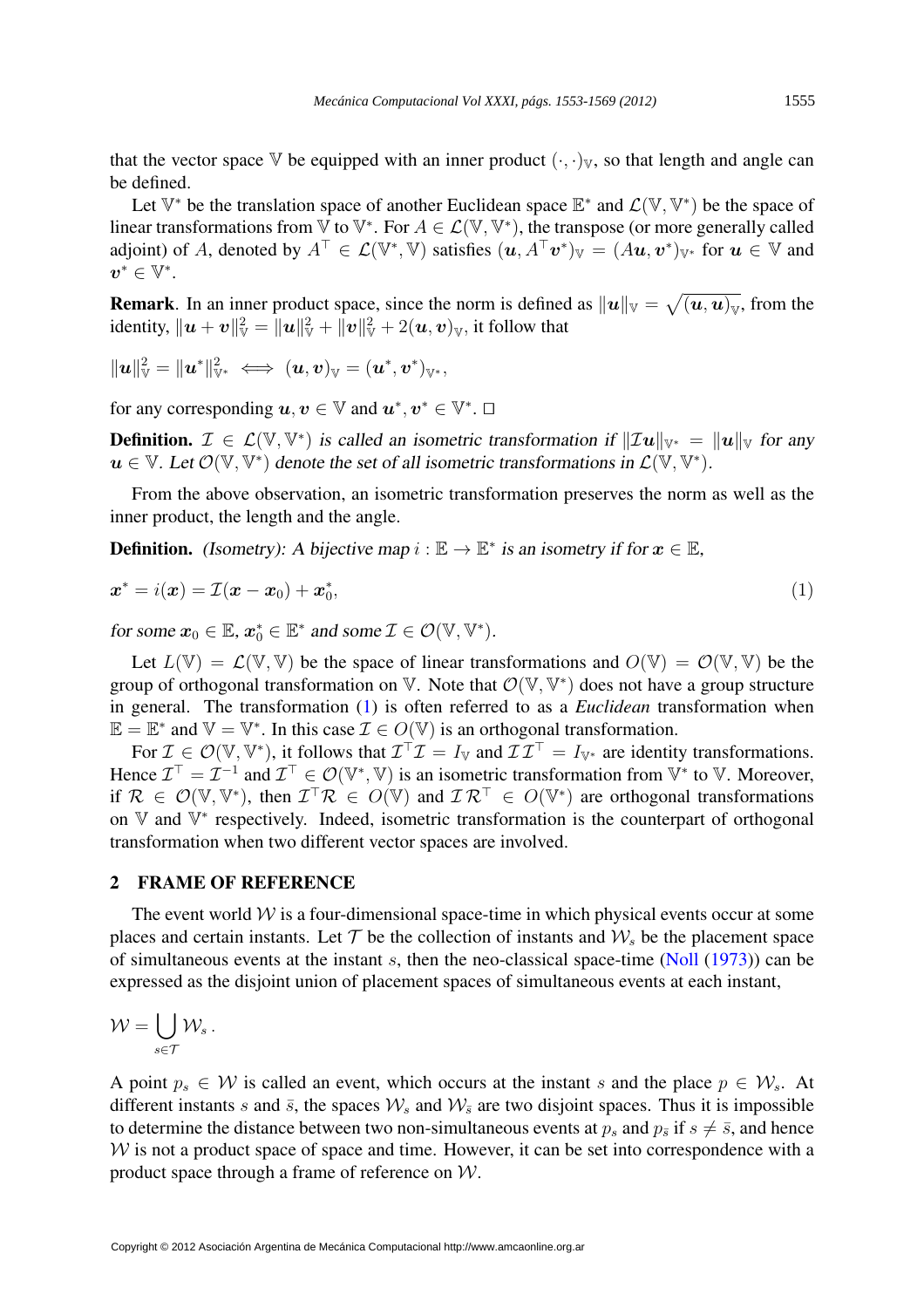that the vector space $\mathbb{V}$ be equipped with an inner product $(\cdot,\cdot)_{\mathbb{V}}$, so that length and angle can be defined.

Let $\mathbb{V}^*$ be the translation space of another Euclidean space $\mathbb{E}^*$ and $\mathcal{L}(\mathbb{V},\mathbb{V}^*)$ be the space of linear transformations from $\mathbb{V}$ to $\mathbb{V}^*$. For $A \in \mathcal{L}(\mathbb{V},\mathbb{V}^*)$, the transpose (or more generally called adjoint) of $A$, denoted by $A^\top \in \mathcal{L}(\mathbb{V}^*,\mathbb{V})$ satisfies $(\boldsymbol{u}, A^\top \boldsymbol{v}^*)_{\mathbb{V}} = (A\boldsymbol{u}, \boldsymbol{v}^*)_{\mathbb{V}^*}$ for $\boldsymbol{u} \in \mathbb{V}$ and $\boldsymbol{v}^* \in \mathbb{V}^*$.

**Remark**. In an inner product space, since the norm is defined as $\|\boldsymbol{u}\|_{\mathbb{V}} = \sqrt{(\boldsymbol{u},\boldsymbol{u})_{\mathbb{V}}}$, from the identity, $\|\boldsymbol{u}+\boldsymbol{v}\|^2_{\mathbb{V}} = \|\boldsymbol{u}\|^2_{\mathbb{V}} + \|\boldsymbol{v}\|^2_{\mathbb{V}} + 2(\boldsymbol{u},\boldsymbol{v})_{\mathbb{V}}$, it follow that

$$\|\boldsymbol{u}\|^2_{\mathbb{V}} = \|\boldsymbol{u}^*\|^2_{\mathbb{V}^*} \iff (\boldsymbol{u},\boldsymbol{v})_{\mathbb{V}} = (\boldsymbol{u}^*,\boldsymbol{v}^*)_{\mathbb{V}^*},$$

for any corresponding $\boldsymbol{u},\boldsymbol{v} \in \mathbb{V}$ and $\boldsymbol{u}^*,\boldsymbol{v}^* \in \mathbb{V}^*$. □

**Definition.** *$\mathcal{I} \in \mathcal{L}(\mathbb{V},\mathbb{V}^*)$ is called an isometric transformation if $\|\mathcal{I}\boldsymbol{u}\|_{\mathbb{V}^*} = \|\boldsymbol{u}\|_{\mathbb{V}}$ for any $\boldsymbol{u} \in \mathbb{V}$. Let $\mathcal{O}(\mathbb{V},\mathbb{V}^*)$ denote the set of all isometric transformations in $\mathcal{L}(\mathbb{V},\mathbb{V}^*)$.*

From the above observation, an isometric transformation preserves the norm as well as the inner product, the length and the angle.

**Definition.** *(Isometry): A bijective map $i : \mathbb{E} \to \mathbb{E}^*$ is an isometry if for $\boldsymbol{x} \in \mathbb{E}$,*

$$\boldsymbol{x}^* = i(\boldsymbol{x}) = \mathcal{I}(\boldsymbol{x} - \boldsymbol{x}_0) + \boldsymbol{x}^*_0, \tag{1}$$

*for some $\boldsymbol{x}_0 \in \mathbb{E}$, $\boldsymbol{x}^*_0 \in \mathbb{E}^*$ and some $\mathcal{I} \in \mathcal{O}(\mathbb{V},\mathbb{V}^*)$.*

Let $L(\mathbb{V}) = \mathcal{L}(\mathbb{V},\mathbb{V})$ be the space of linear transformations and $O(\mathbb{V}) = \mathcal{O}(\mathbb{V},\mathbb{V})$ be the group of orthogonal transformation on $\mathbb{V}$. Note that $\mathcal{O}(\mathbb{V},\mathbb{V}^*)$ does not have a group structure in general. The transformation (1) is often referred to as a *Euclidean* transformation when $\mathbb{E} = \mathbb{E}^*$ and $\mathbb{V} = \mathbb{V}^*$. In this case $\mathcal{I} \in O(\mathbb{V})$ is an orthogonal transformation.

For $\mathcal{I} \in \mathcal{O}(\mathbb{V},\mathbb{V}^*)$, it follows that $\mathcal{I}^\top\mathcal{I} = I_{\mathbb{V}}$ and $\mathcal{I}\mathcal{I}^\top = I_{\mathbb{V}^*}$ are identity transformations. Hence $\mathcal{I}^\top = \mathcal{I}^{-1}$ and $\mathcal{I}^\top \in \mathcal{O}(\mathbb{V}^*,\mathbb{V})$ is an isometric transformation from $\mathbb{V}^*$ to $\mathbb{V}$. Moreover, if $\mathcal{R} \in \mathcal{O}(\mathbb{V},\mathbb{V}^*)$, then $\mathcal{I}^\top\mathcal{R} \in O(\mathbb{V})$ and $\mathcal{I}\mathcal{R}^\top \in O(\mathbb{V}^*)$ are orthogonal transformations on $\mathbb{V}$ and $\mathbb{V}^*$ respectively. Indeed, isometric transformation is the counterpart of orthogonal transformation when two different vector spaces are involved.

## 2 FRAME OF REFERENCE

The event world $\mathcal{W}$ is a four-dimensional space-time in which physical events occur at some places and certain instants. Let $\mathcal{T}$ be the collection of instants and $\mathcal{W}_s$ be the placement space of simultaneous events at the instant $s$, then the neo-classical space-time (Noll (1973)) can be expressed as the disjoint union of placement spaces of simultaneous events at each instant,

$$\mathcal{W} = \bigcup_{s\in\mathcal{T}} \mathcal{W}_s\,.$$

A point $p_s \in \mathcal{W}$ is called an event, which occurs at the instant $s$ and the place $p \in \mathcal{W}_s$. At different instants $s$ and $\bar{s}$, the spaces $\mathcal{W}_s$ and $\mathcal{W}_{\bar{s}}$ are two disjoint spaces. Thus it is impossible to determine the distance between two non-simultaneous events at $p_s$ and $p_{\bar{s}}$ if $s \neq \bar{s}$, and hence $\mathcal{W}$ is not a product space of space and time. However, it can be set into correspondence with a product space through a frame of reference on $\mathcal{W}$.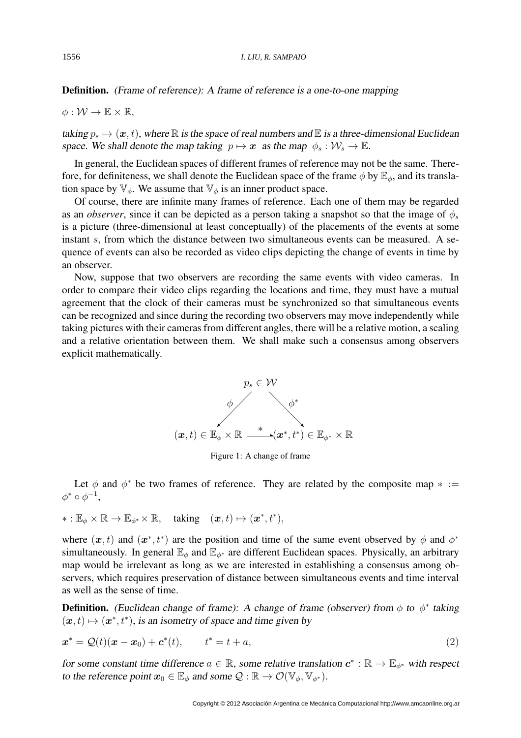**Definition.** *(Frame of reference): A frame of reference is a one-to-one mapping*

$\phi : \mathcal{W} \to \mathbb{E} \times \mathbb{R},$

*taking $p_s \mapsto (\boldsymbol{x}, t)$, where $\mathbb{R}$ is the space of real numbers and $\mathbb{E}$ is a three-dimensional Euclidean space. We shall denote the map taking $p \mapsto \boldsymbol{x}$ as the map $\phi_s : \mathcal{W}_s \to \mathbb{E}$.*

In general, the Euclidean spaces of different frames of reference may not be the same. Therefore, for definiteness, we shall denote the Euclidean space of the frame $\phi$ by $\mathbb{E}_\phi$, and its translation space by $\mathbb{V}_\phi$. We assume that $\mathbb{V}_\phi$ is an inner product space.

Of course, there are infinite many frames of reference. Each one of them may be regarded as an *observer*, since it can be depicted as a person taking a snapshot so that the image of $\phi_s$ is a picture (three-dimensional at least conceptually) of the placements of the events at some instant $s$, from which the distance between two simultaneous events can be measured. A sequence of events can also be recorded as video clips depicting the change of events in time by an observer.

Now, suppose that two observers are recording the same events with video cameras. In order to compare their video clips regarding the locations and time, they must have a mutual agreement that the clock of their cameras must be synchronized so that simultaneous events can be recognized and since during the recording two observers may move independently while taking pictures with their cameras from different angles, there will be a relative motion, a scaling and a relative orientation between them. We shall make such a consensus among observers explicit mathematically.

$$
\begin{array}{ccc}
 & p_s \in \mathcal{W} & \\
\phi \swarrow & & \searrow \phi^* \\
(\boldsymbol{x}, t) \in \mathbb{E}_\phi \times \mathbb{R} & \xrightarrow{\ *\ } & (\boldsymbol{x}^*, t^*) \in \mathbb{E}_{\phi^*} \times \mathbb{R}
\end{array}
$$

Figure 1: A change of frame

Let $\phi$ and $\phi^*$ be two frames of reference. They are related by the composite map $* := \phi^* \circ \phi^{-1}$,

$* : \mathbb{E}_\phi \times \mathbb{R} \to \mathbb{E}_{\phi^*} \times \mathbb{R}, \quad \text{taking} \quad (\boldsymbol{x}, t) \mapsto (\boldsymbol{x}^*, t^*),$

where $(\boldsymbol{x}, t)$ and $(\boldsymbol{x}^*, t^*)$ are the position and time of the same event observed by $\phi$ and $\phi^*$ simultaneously. In general $\mathbb{E}_\phi$ and $\mathbb{E}_{\phi^*}$ are different Euclidean spaces. Physically, an arbitrary map would be irrelevant as long as we are interested in establishing a consensus among observers, which requires preservation of distance between simultaneous events and time interval as well as the sense of time.

**Definition.** *(Euclidean change of frame): A change of frame (observer) from $\phi$ to $\phi^*$ taking $(\boldsymbol{x}, t) \mapsto (\boldsymbol{x}^*, t^*)$, is an isometry of space and time given by*

$$
\boldsymbol{x}^* = \mathcal{Q}(t)(\boldsymbol{x} - \boldsymbol{x}_0) + \boldsymbol{c}^*(t), \qquad t^* = t + a, \tag{2}
$$

*for some constant time difference $a \in \mathbb{R}$, some relative translation $\boldsymbol{c}^* : \mathbb{R} \to \mathbb{E}_{\phi^*}$ with respect to the reference point $\boldsymbol{x}_0 \in \mathbb{E}_\phi$ and some $\mathcal{Q} : \mathbb{R} \to \mathcal{O}(\mathbb{V}_\phi, \mathbb{V}_{\phi^*})$.*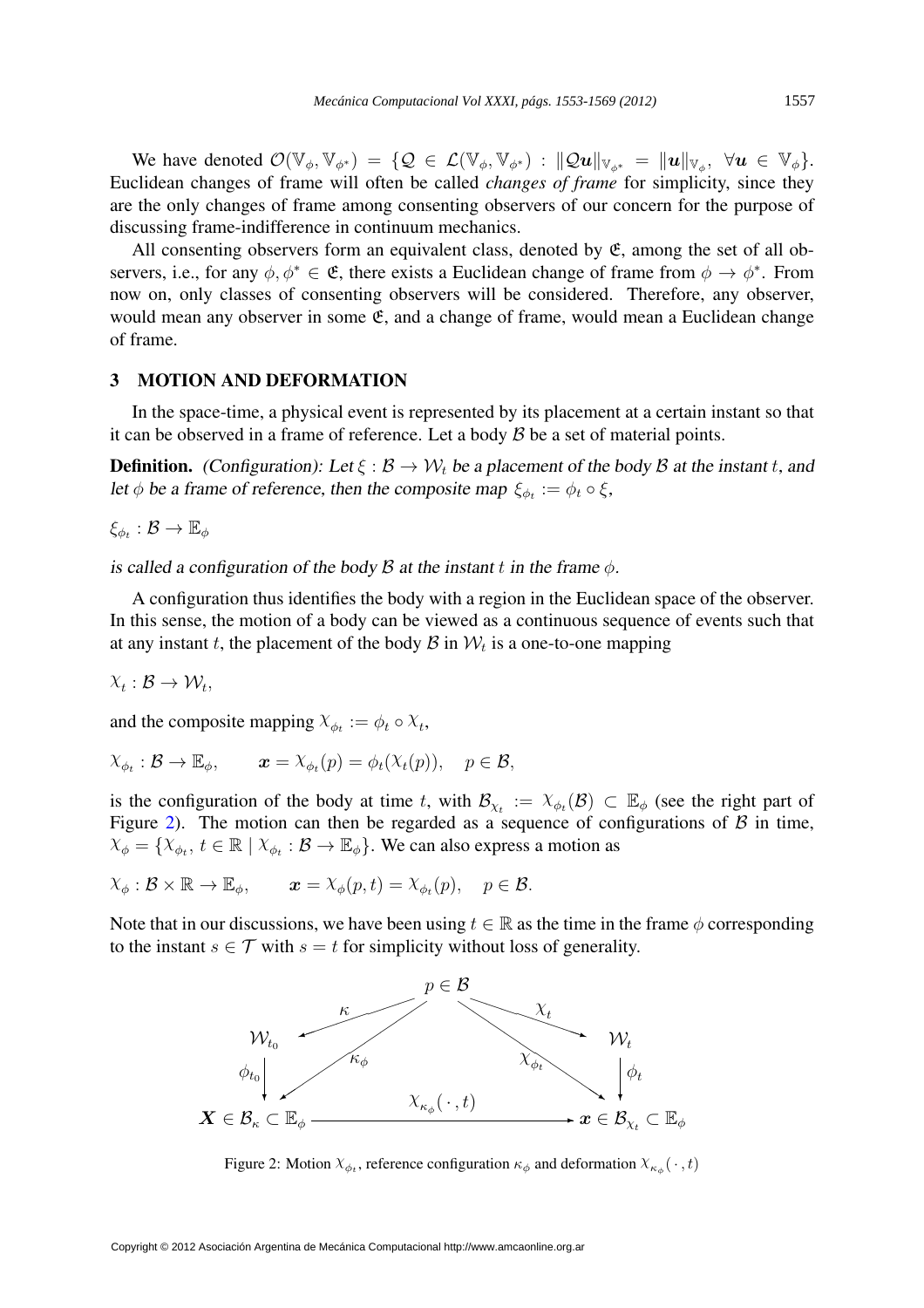We have denoted $\mathcal{O}(\mathbb{V}_\phi, \mathbb{V}_{\phi^*}) = \{\mathcal{Q} \in \mathcal{L}(\mathbb{V}_\phi, \mathbb{V}_{\phi^*}) : \|\mathcal{Q}\boldsymbol{u}\|_{\mathbb{V}_{\phi^*}} = \|\boldsymbol{u}\|_{\mathbb{V}_\phi},\ \forall \boldsymbol{u} \in \mathbb{V}_\phi\}$. Euclidean changes of frame will often be called *changes of frame* for simplicity, since they are the only changes of frame among consenting observers of our concern for the purpose of discussing frame-indifference in continuum mechanics.

All consenting observers form an equivalent class, denoted by $\mathfrak{E}$, among the set of all observers, i.e., for any $\phi, \phi^* \in \mathfrak{E}$, there exists a Euclidean change of frame from $\phi \to \phi^*$. From now on, only classes of consenting observers will be considered. Therefore, any observer, would mean any observer in some $\mathfrak{E}$, and a change of frame, would mean a Euclidean change of frame.

## 3 MOTION AND DEFORMATION

In the space-time, a physical event is represented by its placement at a certain instant so that it can be observed in a frame of reference. Let a body $\mathcal{B}$ be a set of material points.

**Definition.** *(Configuration): Let $\xi : \mathcal{B} \to \mathcal{W}_t$ be a placement of the body $\mathcal{B}$ at the instant $t$, and let $\phi$ be a frame of reference, then the composite map $\xi_{\phi_t} := \phi_t \circ \xi$,*

$$\xi_{\phi_t} : \mathcal{B} \to \mathbb{E}_\phi$$

*is called a configuration of the body $\mathcal{B}$ at the instant $t$ in the frame $\phi$.*

A configuration thus identifies the body with a region in the Euclidean space of the observer. In this sense, the motion of a body can be viewed as a continuous sequence of events such that at any instant $t$, the placement of the body $\mathcal{B}$ in $\mathcal{W}_t$ is a one-to-one mapping

$$\chi_t : \mathcal{B} \to \mathcal{W}_t,$$

and the composite mapping $\chi_{\phi_t} := \phi_t \circ \chi_t$,

$$\chi_{\phi_t} : \mathcal{B} \to \mathbb{E}_\phi, \qquad \boldsymbol{x} = \chi_{\phi_t}(p) = \phi_t(\chi_t(p)), \quad p \in \mathcal{B},$$

is the configuration of the body at time $t$, with $\mathcal{B}_{\chi_t} := \chi_{\phi_t}(\mathcal{B}) \subset \mathbb{E}_\phi$ (see the right part of Figure 2). The motion can then be regarded as a sequence of configurations of $\mathcal{B}$ in time, $\chi_\phi = \{\chi_{\phi_t},\, t \in \mathbb{R} \mid \chi_{\phi_t} : \mathcal{B} \to \mathbb{E}_\phi\}$. We can also express a motion as

$$\chi_\phi : \mathcal{B} \times \mathbb{R} \to \mathbb{E}_\phi, \qquad \boldsymbol{x} = \chi_\phi(p, t) = \chi_{\phi_t}(p), \quad p \in \mathcal{B}.$$

Note that in our discussions, we have been using $t \in \mathbb{R}$ as the time in the frame $\phi$ corresponding to the instant $s \in \mathcal{T}$ with $s = t$ for simplicity without loss of generality.

$$
\begin{array}{ccccc}
 & & p \in \mathcal{B} & & \\
 & \swarrow^{\kappa} & \downarrow{\scriptstyle \kappa_\phi \ \ \chi_{\phi_t}} & {}^{\chi_t}\searrow & \\
\mathcal{W}_{t_0} & & & & \mathcal{W}_t \\
\downarrow{\scriptstyle \phi_{t_0}} & & & & \downarrow{\scriptstyle \phi_t} \\
\boldsymbol{X} \in \mathcal{B}_\kappa \subset \mathbb{E}_\phi & & \xrightarrow{\ \chi_{\kappa_\phi}(\,\cdot\,, t)\ } & & \boldsymbol{x} \in \mathcal{B}_{\chi_t} \subset \mathbb{E}_\phi
\end{array}
$$

Figure 2: Motion $\chi_{\phi_t}$, reference configuration $\kappa_\phi$ and deformation $\chi_{\kappa_\phi}(\,\cdot\,, t)$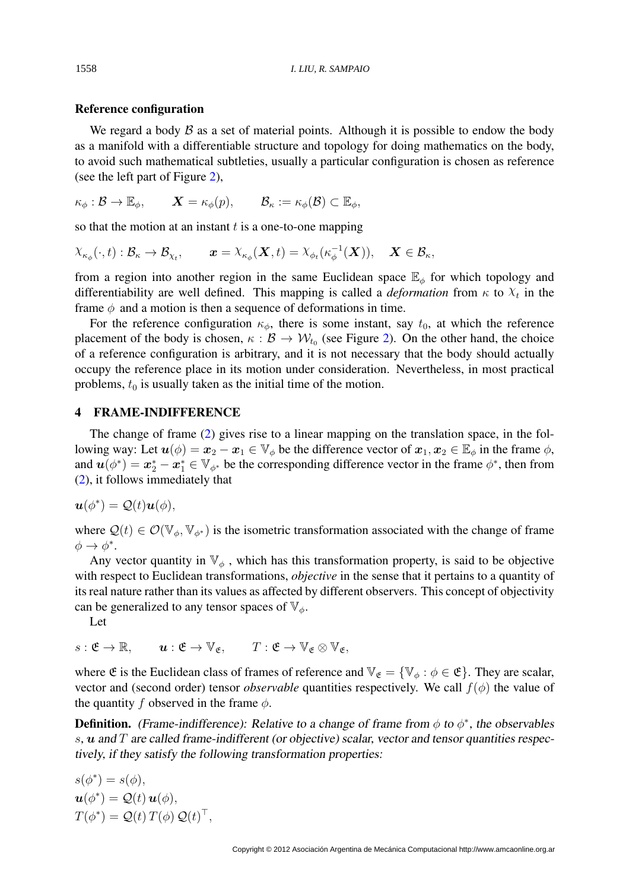**Reference configuration**

We regard a body $\mathcal{B}$ as a set of material points. Although it is possible to endow the body as a manifold with a differentiable structure and topology for doing mathematics on the body, to avoid such mathematical subtleties, usually a particular configuration is chosen as reference (see the left part of Figure 2),

$$\kappa_\phi : \mathcal{B} \to \mathbb{E}_\phi, \qquad \boldsymbol{X} = \kappa_\phi(p), \qquad \mathcal{B}_\kappa := \kappa_\phi(\mathcal{B}) \subset \mathbb{E}_\phi,$$

so that the motion at an instant $t$ is a one-to-one mapping

$$\chi_{\kappa_\phi}(\cdot, t) : \mathcal{B}_\kappa \to \mathcal{B}_{\chi_t}, \qquad \boldsymbol{x} = \chi_{\kappa_\phi}(\boldsymbol{X}, t) = \chi_{\phi_t}(\kappa_\phi^{-1}(\boldsymbol{X})), \quad \boldsymbol{X} \in \mathcal{B}_\kappa,$$

from a region into another region in the same Euclidean space $\mathbb{E}_\phi$ for which topology and differentiability are well defined. This mapping is called a *deformation* from $\kappa$ to $\chi_t$ in the frame $\phi$ and a motion is then a sequence of deformations in time.

For the reference configuration $\kappa_\phi$, there is some instant, say $t_0$, at which the reference placement of the body is chosen, $\kappa : \mathcal{B} \to \mathcal{W}_{t_0}$ (see Figure 2). On the other hand, the choice of a reference configuration is arbitrary, and it is not necessary that the body should actually occupy the reference place in its motion under consideration. Nevertheless, in most practical problems, $t_0$ is usually taken as the initial time of the motion.

## 4 FRAME-INDIFFERENCE

The change of frame (2) gives rise to a linear mapping on the translation space, in the following way: Let $\boldsymbol{u}(\phi) = \boldsymbol{x}_2 - \boldsymbol{x}_1 \in \mathbb{V}_\phi$ be the difference vector of $\boldsymbol{x}_1, \boldsymbol{x}_2 \in \mathbb{E}_\phi$ in the frame $\phi$, and $\boldsymbol{u}(\phi^*) = \boldsymbol{x}_2^* - \boldsymbol{x}_1^* \in \mathbb{V}_{\phi^*}$ be the corresponding difference vector in the frame $\phi^*$, then from (2), it follows immediately that

$$\boldsymbol{u}(\phi^*) = \mathcal{Q}(t)\boldsymbol{u}(\phi),$$

where $\mathcal{Q}(t) \in \mathcal{O}(\mathbb{V}_\phi, \mathbb{V}_{\phi^*})$ is the isometric transformation associated with the change of frame $\phi \to \phi^*$.

Any vector quantity in $\mathbb{V}_\phi$ , which has this transformation property, is said to be objective with respect to Euclidean transformations, *objective* in the sense that it pertains to a quantity of its real nature rather than its values as affected by different observers. This concept of objectivity can be generalized to any tensor spaces of $\mathbb{V}_\phi$.

Let

$$s : \mathfrak{E} \to \mathbb{R}, \qquad \boldsymbol{u} : \mathfrak{E} \to \mathbb{V}_{\mathfrak{E}}, \qquad T : \mathfrak{E} \to \mathbb{V}_{\mathfrak{E}} \otimes \mathbb{V}_{\mathfrak{E}},$$

where $\mathfrak{E}$ is the Euclidean class of frames of reference and $\mathbb{V}_{\mathfrak{E}} = \{\mathbb{V}_\phi : \phi \in \mathfrak{E}\}$. They are scalar, vector and (second order) tensor *observable* quantities respectively. We call $f(\phi)$ the value of the quantity $f$ observed in the frame $\phi$.

**Definition.** *(Frame-indifference): Relative to a change of frame from $\phi$ to $\phi^*$, the observables $s$, $\boldsymbol{u}$ and $T$ are called frame-indifferent (or objective) scalar, vector and tensor quantities respectively, if they satisfy the following transformation properties:*

$$s(\phi^*) = s(\phi),$$
$$\boldsymbol{u}(\phi^*) = \mathcal{Q}(t)\,\boldsymbol{u}(\phi),$$
$$T(\phi^*) = \mathcal{Q}(t)\,T(\phi)\,\mathcal{Q}(t)^\top,$$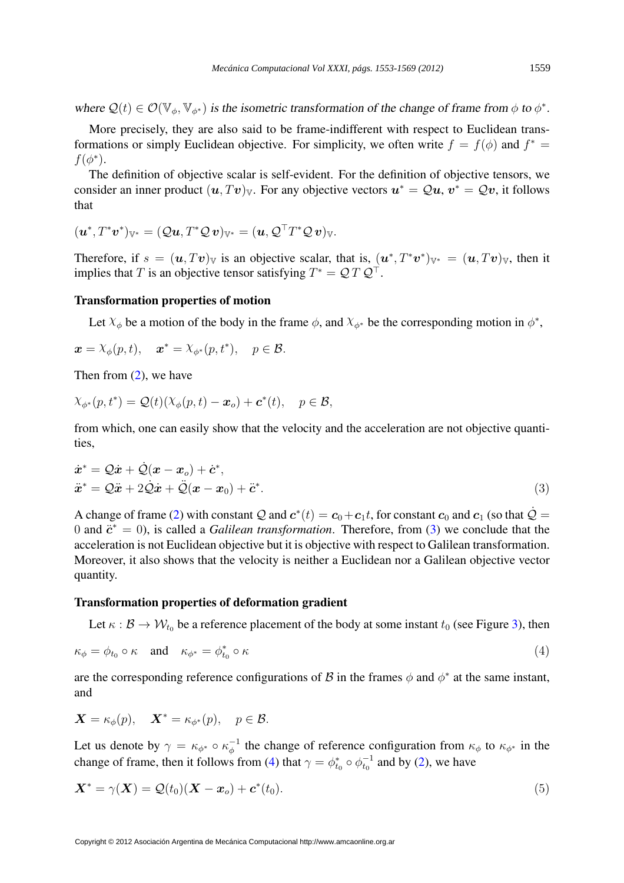*where $\mathcal{Q}(t) \in \mathcal{O}(\mathbb{V}_\phi, \mathbb{V}_{\phi^*})$ is the isometric transformation of the change of frame from $\phi$ to $\phi^*$.*

More precisely, they are also said to be frame-indifferent with respect to Euclidean transformations or simply Euclidean objective. For simplicity, we often write $f = f(\phi)$ and $f^* = f(\phi^*)$.

The definition of objective scalar is self-evident. For the definition of objective tensors, we consider an inner product $(\boldsymbol{u}, T\boldsymbol{v})_{\mathbb{V}}$. For any objective vectors $\boldsymbol{u}^* = \mathcal{Q}\boldsymbol{u}$, $\boldsymbol{v}^* = \mathcal{Q}\boldsymbol{v}$, it follows that

$$(\boldsymbol{u}^*, T^*\boldsymbol{v}^*)_{\mathbb{V}^*} = (\mathcal{Q}\boldsymbol{u}, T^*\mathcal{Q}\,\boldsymbol{v})_{\mathbb{V}^*} = (\boldsymbol{u}, \mathcal{Q}^\top T^*\mathcal{Q}\,\boldsymbol{v})_{\mathbb{V}}.$$

Therefore, if $s = (\boldsymbol{u}, T\boldsymbol{v})_{\mathbb{V}}$ is an objective scalar, that is, $(\boldsymbol{u}^*, T^*\boldsymbol{v}^*)_{\mathbb{V}^*} = (\boldsymbol{u}, T\boldsymbol{v})_{\mathbb{V}}$, then it implies that $T$ is an objective tensor satisfying $T^* = \mathcal{Q}\,T\,\mathcal{Q}^\top$.

**Transformation properties of motion**

Let $\chi_\phi$ be a motion of the body in the frame $\phi$, and $\chi_{\phi^*}$ be the corresponding motion in $\phi^*$,

$$\boldsymbol{x} = \chi_\phi(p, t), \quad \boldsymbol{x}^* = \chi_{\phi^*}(p, t^*), \quad p \in \mathcal{B}.$$

Then from (2), we have

$$\chi_{\phi^*}(p, t^*) = \mathcal{Q}(t)(\chi_\phi(p, t) - \boldsymbol{x}_o) + \boldsymbol{c}^*(t), \quad p \in \mathcal{B},$$

from which, one can easily show that the velocity and the acceleration are not objective quantities,

$$\begin{aligned}
\dot{\boldsymbol{x}}^* &= \mathcal{Q}\dot{\boldsymbol{x}} + \dot{\mathcal{Q}}(\boldsymbol{x} - \boldsymbol{x}_o) + \dot{\boldsymbol{c}}^*, \\
\ddot{\boldsymbol{x}}^* &= \mathcal{Q}\ddot{\boldsymbol{x}} + 2\dot{\mathcal{Q}}\dot{\boldsymbol{x}} + \ddot{\mathcal{Q}}(\boldsymbol{x} - \boldsymbol{x}_0) + \ddot{\boldsymbol{c}}^*.
\end{aligned} \tag{3}$$

A change of frame (2) with constant $\mathcal{Q}$ and $\boldsymbol{c}^*(t) = \boldsymbol{c}_0 + \boldsymbol{c}_1 t$, for constant $\boldsymbol{c}_0$ and $\boldsymbol{c}_1$ (so that $\dot{\mathcal{Q}} = 0$ and $\ddot{\boldsymbol{c}}^* = 0$), is called a *Galilean transformation*. Therefore, from (3) we conclude that the acceleration is not Euclidean objective but it is objective with respect to Galilean transformation. Moreover, it also shows that the velocity is neither a Euclidean nor a Galilean objective vector quantity.

**Transformation properties of deformation gradient**

Let $\kappa : \mathcal{B} \to \mathcal{W}_{t_0}$ be a reference placement of the body at some instant $t_0$ (see Figure 3), then

$$\kappa_\phi = \phi_{t_0} \circ \kappa \quad \text{and} \quad \kappa_{\phi^*} = \phi^*_{t_0} \circ \kappa \tag{4}$$

are the corresponding reference configurations of $\mathcal{B}$ in the frames $\phi$ and $\phi^*$ at the same instant, and

$$\boldsymbol{X} = \kappa_\phi(p), \quad \boldsymbol{X}^* = \kappa_{\phi^*}(p), \quad p \in \mathcal{B}.$$

Let us denote by $\gamma = \kappa_{\phi^*} \circ \kappa_\phi^{-1}$ the change of reference configuration from $\kappa_\phi$ to $\kappa_{\phi^*}$ in the change of frame, then it follows from (4) that $\gamma = \phi^*_{t_0} \circ \phi_{t_0}^{-1}$ and by (2), we have

$$\boldsymbol{X}^* = \gamma(\boldsymbol{X}) = \mathcal{Q}(t_0)(\boldsymbol{X} - \boldsymbol{x}_o) + \boldsymbol{c}^*(t_0). \tag{5}$$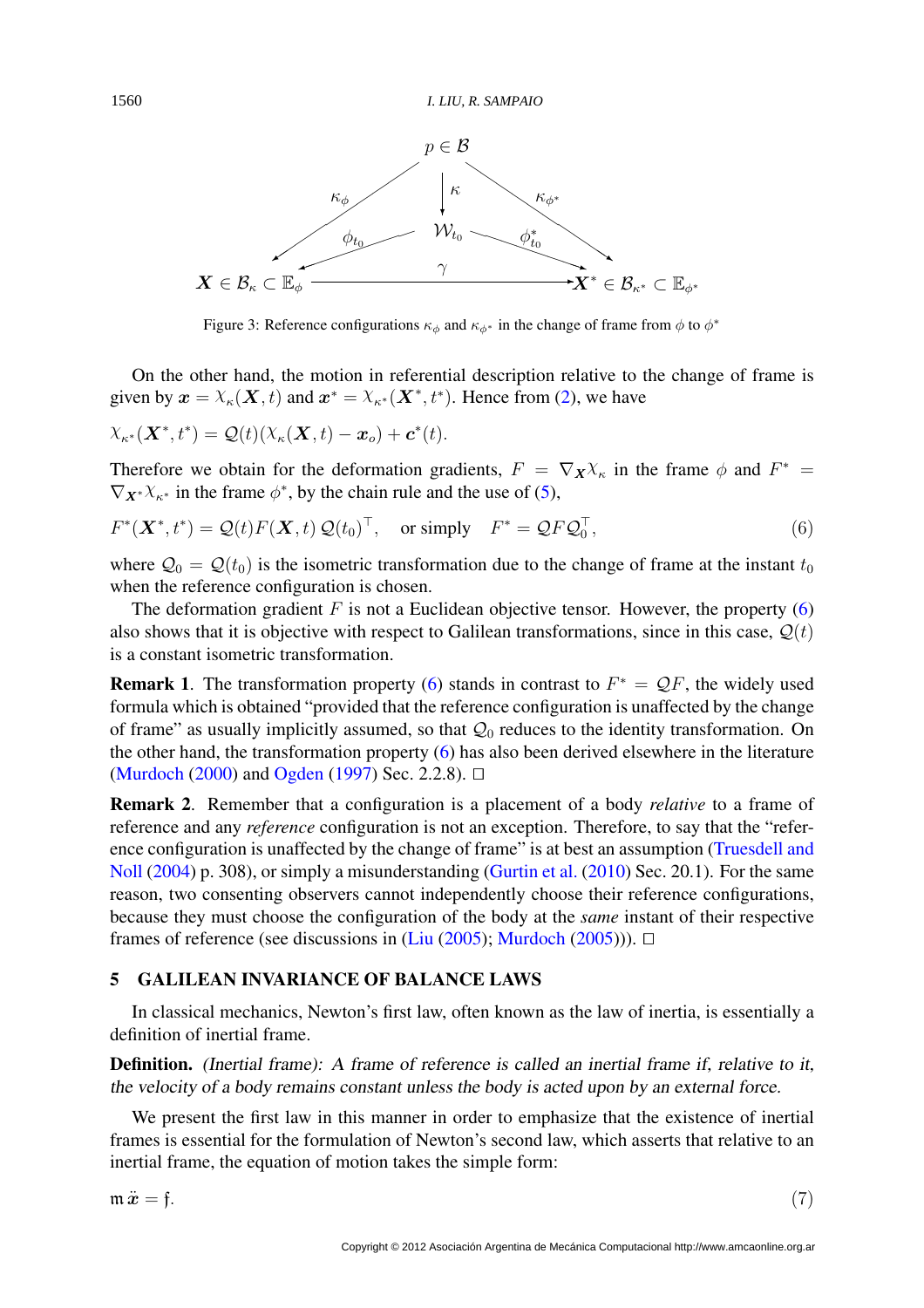Figure 3: Reference configurations $\kappa_\phi$ and $\kappa_{\phi^*}$ in the change of frame from $\phi$ to $\phi^*$

On the other hand, the motion in referential description relative to the change of frame is given by $\boldsymbol{x} = \chi_\kappa(\boldsymbol{X}, t)$ and $\boldsymbol{x}^* = \chi_{\kappa^*}(\boldsymbol{X}^*, t^*)$. Hence from (2), we have

$$\chi_{\kappa^*}(\boldsymbol{X}^*, t^*) = \mathcal{Q}(t)(\chi_\kappa(\boldsymbol{X}, t) - \boldsymbol{x}_o) + \boldsymbol{c}^*(t).$$

Therefore we obtain for the deformation gradients, $F = \nabla_{\boldsymbol{X}}\chi_\kappa$ in the frame $\phi$ and $F^* = \nabla_{\boldsymbol{X}^*}\chi_{\kappa^*}$ in the frame $\phi^*$, by the chain rule and the use of (5),

$$F^*(\boldsymbol{X}^*, t^*) = \mathcal{Q}(t) F(\boldsymbol{X}, t)\, \mathcal{Q}(t_0)^\top, \quad \text{or simply} \quad F^* = \mathcal{Q} F \mathcal{Q}_0^\top, \tag{6}$$

where $\mathcal{Q}_0 = \mathcal{Q}(t_0)$ is the isometric transformation due to the change of frame at the instant $t_0$ when the reference configuration is chosen.

The deformation gradient $F$ is not a Euclidean objective tensor. However, the property (6) also shows that it is objective with respect to Galilean transformations, since in this case, $\mathcal{Q}(t)$ is a constant isometric transformation.

**Remark 1**. The transformation property (6) stands in contrast to $F^* = \mathcal{Q}F$, the widely used formula which is obtained "provided that the reference configuration is unaffected by the change of frame" as usually implicitly assumed, so that $\mathcal{Q}_0$ reduces to the identity transformation. On the other hand, the transformation property (6) has also been derived elsewhere in the literature (Murdoch (2000) and Ogden (1997) Sec. 2.2.8). □

**Remark 2**. Remember that a configuration is a placement of a body *relative* to a frame of reference and any *reference* configuration is not an exception. Therefore, to say that the "reference configuration is unaffected by the change of frame" is at best an assumption (Truesdell and Noll (2004) p. 308), or simply a misunderstanding (Gurtin et al. (2010) Sec. 20.1). For the same reason, two consenting observers cannot independently choose their reference configurations, because they must choose the configuration of the body at the *same* instant of their respective frames of reference (see discussions in (Liu (2005); Murdoch (2005))). □

## 5 GALILEAN INVARIANCE OF BALANCE LAWS

In classical mechanics, Newton's first law, often known as the law of inertia, is essentially a definition of inertial frame.

**Definition.** *(Inertial frame): A frame of reference is called an inertial frame if, relative to it, the velocity of a body remains constant unless the body is acted upon by an external force.*

We present the first law in this manner in order to emphasize that the existence of inertial frames is essential for the formulation of Newton's second law, which asserts that relative to an inertial frame, the equation of motion takes the simple form:

$$\mathfrak{m}\, \ddot{\boldsymbol{x}} = \mathfrak{f}. \tag{7}$$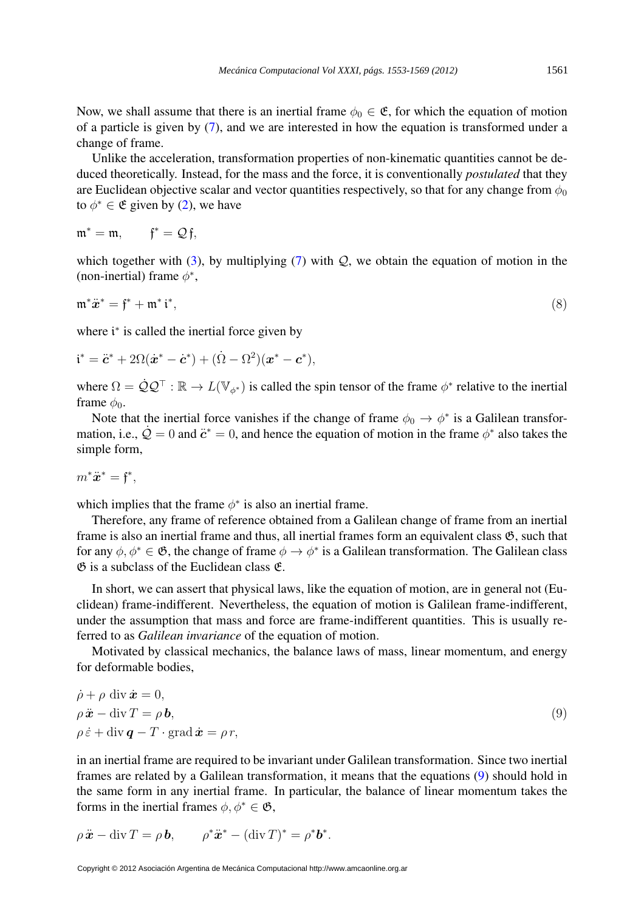Now, we shall assume that there is an inertial frame $\phi_0 \in \mathfrak{E}$, for which the equation of motion of a particle is given by (7), and we are interested in how the equation is transformed under a change of frame.

Unlike the acceleration, transformation properties of non-kinematic quantities cannot be deduced theoretically. Instead, for the mass and the force, it is conventionally *postulated* that they are Euclidean objective scalar and vector quantities respectively, so that for any change from $\phi_0$ to $\phi^* \in \mathfrak{E}$ given by (2), we have

$$\mathfrak{m}^* = \mathfrak{m}, \qquad \mathfrak{f}^* = \mathcal{Q}\,\mathfrak{f},$$

which together with (3), by multiplying (7) with $\mathcal{Q}$, we obtain the equation of motion in the (non-inertial) frame $\phi^*$,

$$\mathfrak{m}^*\ddot{\boldsymbol{x}}^* = \mathfrak{f}^* + \mathfrak{m}^*\,\mathfrak{i}^*, \tag{8}$$

where $\mathfrak{i}^*$ is called the inertial force given by

$$\mathfrak{i}^* = \ddot{\boldsymbol{c}}^* + 2\Omega(\dot{\boldsymbol{x}}^* - \dot{\boldsymbol{c}}^*) + (\dot{\Omega} - \Omega^2)(\boldsymbol{x}^* - \boldsymbol{c}^*),$$

where $\Omega = \dot{\mathcal{Q}}\mathcal{Q}^{\top} : \mathbb{R} \to L(\mathbb{V}_{\phi^*})$ is called the spin tensor of the frame $\phi^*$ relative to the inertial frame $\phi_0$.

Note that the inertial force vanishes if the change of frame $\phi_0 \to \phi^*$ is a Galilean transformation, i.e., $\dot{\mathcal{Q}} = 0$ and $\ddot{\boldsymbol{c}}^* = 0$, and hence the equation of motion in the frame $\phi^*$ also takes the simple form,

$$m^*\ddot{\boldsymbol{x}}^* = \mathfrak{f}^*,$$

which implies that the frame $\phi^*$ is also an inertial frame.

Therefore, any frame of reference obtained from a Galilean change of frame from an inertial frame is also an inertial frame and thus, all inertial frames form an equivalent class $\mathfrak{G}$, such that for any $\phi, \phi^* \in \mathfrak{G}$, the change of frame $\phi \to \phi^*$ is a Galilean transformation. The Galilean class $\mathfrak{G}$ is a subclass of the Euclidean class $\mathfrak{E}$.

In short, we can assert that physical laws, like the equation of motion, are in general not (Euclidean) frame-indifferent. Nevertheless, the equation of motion is Galilean frame-indifferent, under the assumption that mass and force are frame-indifferent quantities. This is usually referred to as *Galilean invariance* of the equation of motion.

Motivated by classical mechanics, the balance laws of mass, linear momentum, and energy for deformable bodies,

$$\begin{aligned}
&\dot{\rho} + \rho\,\operatorname{div}\dot{\boldsymbol{x}} = 0,\\
&\rho\,\ddot{\boldsymbol{x}} - \operatorname{div} T = \rho\,\boldsymbol{b},\\
&\rho\,\dot{\varepsilon} + \operatorname{div}\boldsymbol{q} - T\cdot\operatorname{grad}\dot{\boldsymbol{x}} = \rho\,r,
\end{aligned} \tag{9}$$

in an inertial frame are required to be invariant under Galilean transformation. Since two inertial frames are related by a Galilean transformation, it means that the equations (9) should hold in the same form in any inertial frame. In particular, the balance of linear momentum takes the forms in the inertial frames $\phi, \phi^* \in \mathfrak{G}$,

$$\rho\,\ddot{\boldsymbol{x}} - \operatorname{div} T = \rho\,\boldsymbol{b}, \qquad \rho^*\ddot{\boldsymbol{x}}^* - (\operatorname{div} T)^* = \rho^*\boldsymbol{b}^*.$$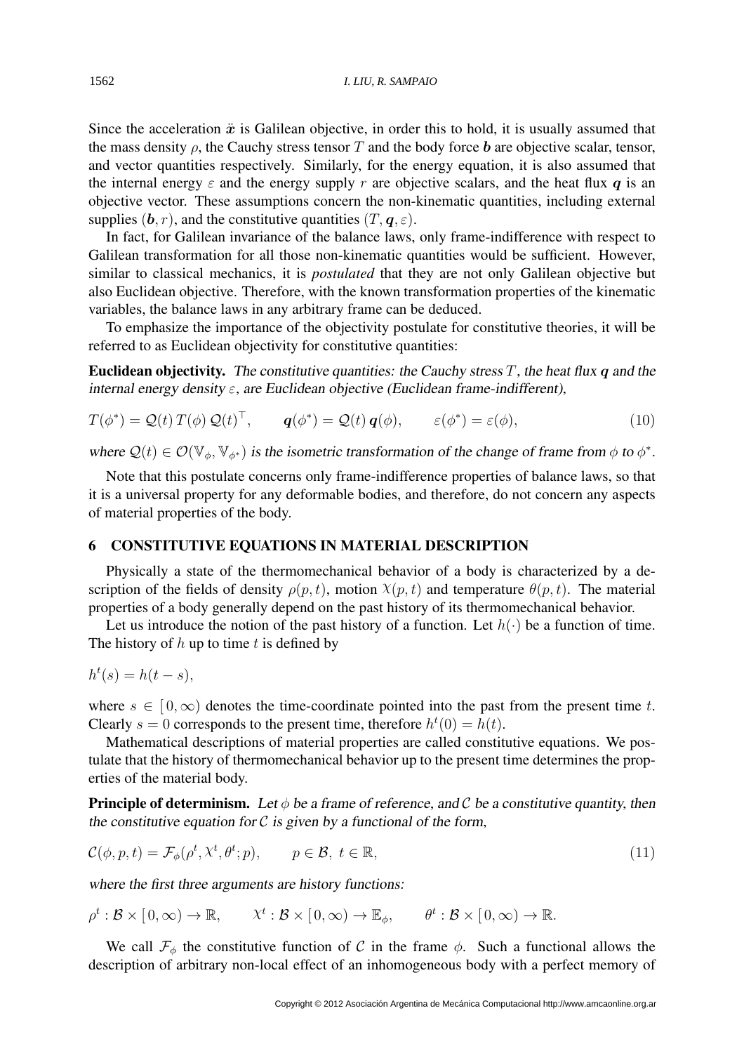Since the acceleration $\ddot{\boldsymbol{x}}$ is Galilean objective, in order this to hold, it is usually assumed that the mass density $\rho$, the Cauchy stress tensor $T$ and the body force $\boldsymbol{b}$ are objective scalar, tensor, and vector quantities respectively. Similarly, for the energy equation, it is also assumed that the internal energy $\varepsilon$ and the energy supply $r$ are objective scalars, and the heat flux $\boldsymbol{q}$ is an objective vector. These assumptions concern the non-kinematic quantities, including external supplies $(\boldsymbol{b}, r)$, and the constitutive quantities $(T, \boldsymbol{q}, \varepsilon)$.

In fact, for Galilean invariance of the balance laws, only frame-indifference with respect to Galilean transformation for all those non-kinematic quantities would be sufficient. However, similar to classical mechanics, it is *postulated* that they are not only Galilean objective but also Euclidean objective. Therefore, with the known transformation properties of the kinematic variables, the balance laws in any arbitrary frame can be deduced.

To emphasize the importance of the objectivity postulate for constitutive theories, it will be referred to as Euclidean objectivity for constitutive quantities:

**Euclidean objectivity.** *The constitutive quantities: the Cauchy stress $T$, the heat flux $\boldsymbol{q}$ and the internal energy density $\varepsilon$, are Euclidean objective (Euclidean frame-indifferent),*

$$T(\phi^*) = \mathcal{Q}(t)\, T(\phi)\, \mathcal{Q}(t)^\top, \qquad \boldsymbol{q}(\phi^*) = \mathcal{Q}(t)\, \boldsymbol{q}(\phi), \qquad \varepsilon(\phi^*) = \varepsilon(\phi), \tag{10}$$

*where $\mathcal{Q}(t) \in \mathcal{O}(\mathbb{V}_\phi, \mathbb{V}_{\phi^*})$ is the isometric transformation of the change of frame from $\phi$ to $\phi^*$.*

Note that this postulate concerns only frame-indifference properties of balance laws, so that it is a universal property for any deformable bodies, and therefore, do not concern any aspects of material properties of the body.

## 6 CONSTITUTIVE EQUATIONS IN MATERIAL DESCRIPTION

Physically a state of the thermomechanical behavior of a body is characterized by a description of the fields of density $\rho(p, t)$, motion $\chi(p, t)$ and temperature $\theta(p, t)$. The material properties of a body generally depend on the past history of its thermomechanical behavior.

Let us introduce the notion of the past history of a function. Let $h(\cdot)$ be a function of time. The history of $h$ up to time $t$ is defined by

$$h^t(s) = h(t - s),$$

where $s \in [\,0, \infty)$ denotes the time-coordinate pointed into the past from the present time $t$. Clearly $s = 0$ corresponds to the present time, therefore $h^t(0) = h(t)$.

Mathematical descriptions of material properties are called constitutive equations. We postulate that the history of thermomechanical behavior up to the present time determines the properties of the material body.

**Principle of determinism.** *Let $\phi$ be a frame of reference, and $\mathcal{C}$ be a constitutive quantity, then the constitutive equation for $\mathcal{C}$ is given by a functional of the form,*

$$\mathcal{C}(\phi, p, t) = \mathcal{F}_\phi(\rho^t, \chi^t, \theta^t; p), \qquad p \in \mathcal{B},\ t \in \mathbb{R}, \tag{11}$$

*where the first three arguments are history functions:*

$$\rho^t : \mathcal{B} \times [\,0, \infty) \to \mathbb{R}, \qquad \chi^t : \mathcal{B} \times [\,0, \infty) \to \mathbb{E}_\phi, \qquad \theta^t : \mathcal{B} \times [\,0, \infty) \to \mathbb{R}.$$

We call $\mathcal{F}_\phi$ the constitutive function of $\mathcal{C}$ in the frame $\phi$. Such a functional allows the description of arbitrary non-local effect of an inhomogeneous body with a perfect memory of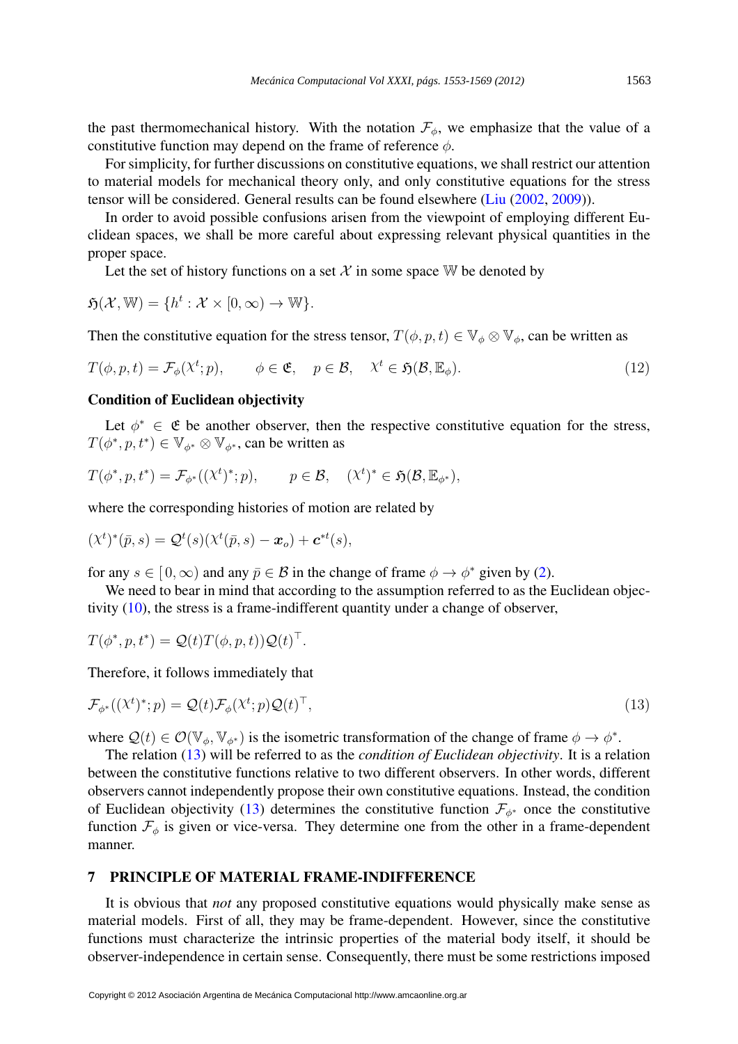the past thermomechanical history. With the notation $\mathcal{F}_\phi$, we emphasize that the value of a constitutive function may depend on the frame of reference $\phi$.

For simplicity, for further discussions on constitutive equations, we shall restrict our attention to material models for mechanical theory only, and only constitutive equations for the stress tensor will be considered. General results can be found elsewhere (Liu (2002, 2009)).

In order to avoid possible confusions arisen from the viewpoint of employing different Euclidean spaces, we shall be more careful about expressing relevant physical quantities in the proper space.

Let the set of history functions on a set $\mathcal{X}$ in some space $\mathbb{W}$ be denoted by

$$\mathfrak{H}(\mathcal{X}, \mathbb{W}) = \{h^t : \mathcal{X} \times [0, \infty) \to \mathbb{W}\}.$$

Then the constitutive equation for the stress tensor, $T(\phi, p, t) \in \mathbb{V}_\phi \otimes \mathbb{V}_\phi$, can be written as

$$T(\phi, p, t) = \mathcal{F}_\phi(\chi^t; p), \qquad \phi \in \mathfrak{E}, \quad p \in \mathcal{B}, \quad \chi^t \in \mathfrak{H}(\mathcal{B}, \mathbb{E}_\phi). \tag{12}$$

**Condition of Euclidean objectivity**

Let $\phi^* \in \mathfrak{E}$ be another observer, then the respective constitutive equation for the stress, $T(\phi^*, p, t^*) \in \mathbb{V}_{\phi^*} \otimes \mathbb{V}_{\phi^*}$, can be written as

$$T(\phi^*, p, t^*) = \mathcal{F}_{\phi^*}((\chi^t)^*; p), \qquad p \in \mathcal{B}, \quad (\chi^t)^* \in \mathfrak{H}(\mathcal{B}, \mathbb{E}_{\phi^*}),$$

where the corresponding histories of motion are related by

$$(\chi^t)^*(\bar{p}, s) = \mathcal{Q}^t(s)(\chi^t(\bar{p}, s) - \boldsymbol{x}_o) + \boldsymbol{c}^{*t}(s),$$

for any $s \in [0, \infty)$ and any $\bar{p} \in \mathcal{B}$ in the change of frame $\phi \to \phi^*$ given by (2).

We need to bear in mind that according to the assumption referred to as the Euclidean objectivity (10), the stress is a frame-indifferent quantity under a change of observer,

$$T(\phi^*, p, t^*) = \mathcal{Q}(t) T(\phi, p, t)) \mathcal{Q}(t)^\top.$$

Therefore, it follows immediately that

$$\mathcal{F}_{\phi^*}((\chi^t)^*; p) = \mathcal{Q}(t) \mathcal{F}_\phi(\chi^t; p) \mathcal{Q}(t)^\top, \tag{13}$$

where $\mathcal{Q}(t) \in \mathcal{O}(\mathbb{V}_\phi, \mathbb{V}_{\phi^*})$ is the isometric transformation of the change of frame $\phi \to \phi^*$.

The relation (13) will be referred to as the *condition of Euclidean objectivity*. It is a relation between the constitutive functions relative to two different observers. In other words, different observers cannot independently propose their own constitutive equations. Instead, the condition of Euclidean objectivity (13) determines the constitutive function $\mathcal{F}_{\phi^*}$ once the constitutive function $\mathcal{F}_\phi$ is given or vice-versa. They determine one from the other in a frame-dependent manner.

## 7 PRINCIPLE OF MATERIAL FRAME-INDIFFERENCE

It is obvious that *not* any proposed constitutive equations would physically make sense as material models. First of all, they may be frame-dependent. However, since the constitutive functions must characterize the intrinsic properties of the material body itself, it should be observer-independence in certain sense. Consequently, there must be some restrictions imposed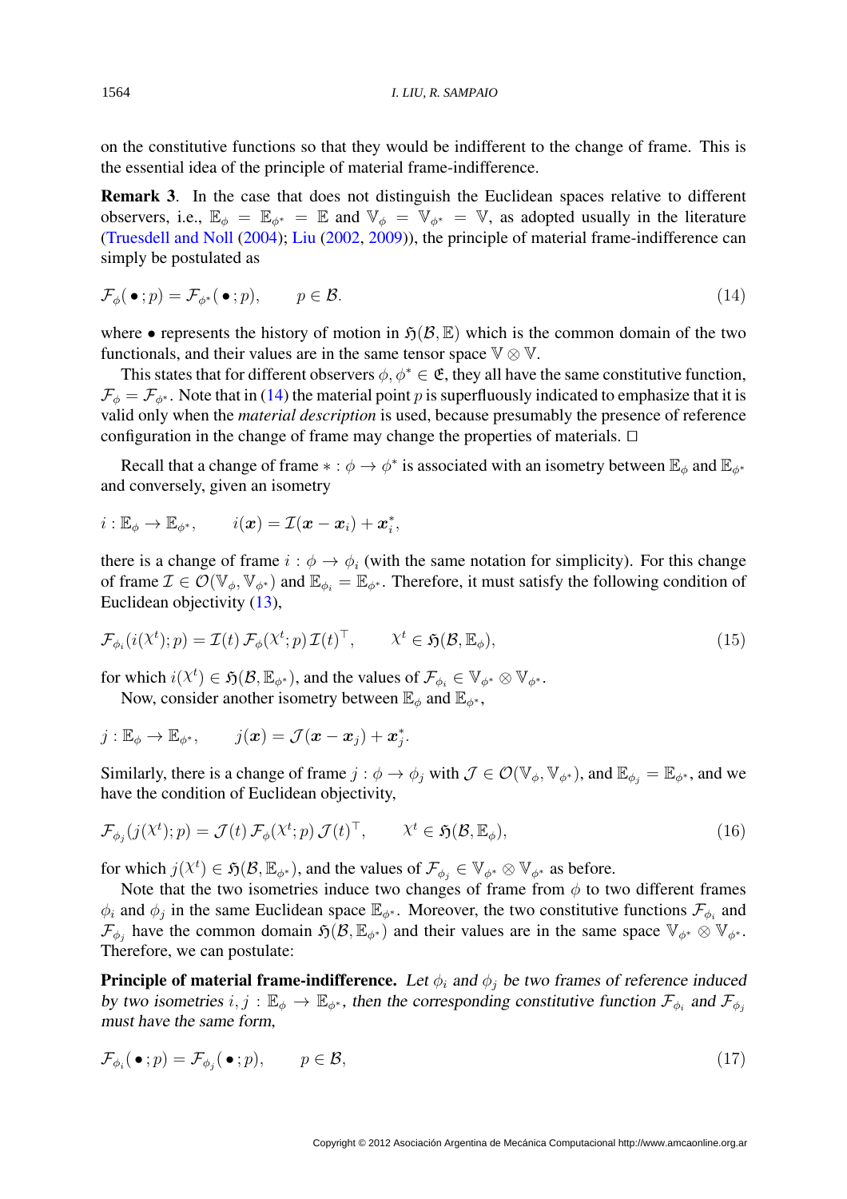on the constitutive functions so that they would be indifferent to the change of frame. This is the essential idea of the principle of material frame-indifference.

**Remark 3**. In the case that does not distinguish the Euclidean spaces relative to different observers, i.e., $\mathbb{E}_\phi = \mathbb{E}_{\phi^*} = \mathbb{E}$ and $\mathbb{V}_\phi = \mathbb{V}_{\phi^*} = \mathbb{V}$, as adopted usually in the literature (Truesdell and Noll (2004); Liu (2002, 2009)), the principle of material frame-indifference can simply be postulated as

$$\mathcal{F}_\phi(\,\bullet\,;p) = \mathcal{F}_{\phi^*}(\,\bullet\,;p), \qquad p \in \mathcal{B}. \tag{14}$$

where $\bullet$ represents the history of motion in $\mathfrak{H}(\mathcal{B},\mathbb{E})$ which is the common domain of the two functionals, and their values are in the same tensor space $\mathbb{V}\otimes\mathbb{V}$.

This states that for different observers $\phi, \phi^* \in \mathfrak{E}$, they all have the same constitutive function, $\mathcal{F}_\phi = \mathcal{F}_{\phi^*}$. Note that in (14) the material point $p$ is superfluously indicated to emphasize that it is valid only when the *material description* is used, because presumably the presence of reference configuration in the change of frame may change the properties of materials. □

Recall that a change of frame $* : \phi \to \phi^*$ is associated with an isometry between $\mathbb{E}_\phi$ and $\mathbb{E}_{\phi^*}$ and conversely, given an isometry

$$i : \mathbb{E}_\phi \to \mathbb{E}_{\phi^*}, \qquad i(\boldsymbol{x}) = \mathcal{I}(\boldsymbol{x} - \boldsymbol{x}_i) + \boldsymbol{x}_i^*,$$

there is a change of frame $i : \phi \to \phi_i$ (with the same notation for simplicity). For this change of frame $\mathcal{I} \in \mathcal{O}(\mathbb{V}_\phi, \mathbb{V}_{\phi^*})$ and $\mathbb{E}_{\phi_i} = \mathbb{E}_{\phi^*}$. Therefore, it must satisfy the following condition of Euclidean objectivity (13),

$$\mathcal{F}_{\phi_i}(i(\mathcal{X}^t);p) = \mathcal{I}(t)\,\mathcal{F}_\phi(\mathcal{X}^t;p)\,\mathcal{I}(t)^\top, \qquad \mathcal{X}^t \in \mathfrak{H}(\mathcal{B},\mathbb{E}_\phi), \tag{15}$$

for which $i(\mathcal{X}^t) \in \mathfrak{H}(\mathcal{B},\mathbb{E}_{\phi^*})$, and the values of $\mathcal{F}_{\phi_i} \in \mathbb{V}_{\phi^*}\otimes\mathbb{V}_{\phi^*}$.

Now, consider another isometry between $\mathbb{E}_\phi$ and $\mathbb{E}_{\phi^*}$,

$$j : \mathbb{E}_\phi \to \mathbb{E}_{\phi^*}, \qquad j(\boldsymbol{x}) = \mathcal{J}(\boldsymbol{x} - \boldsymbol{x}_j) + \boldsymbol{x}_j^*.$$

Similarly, there is a change of frame $j : \phi \to \phi_j$ with $\mathcal{J} \in \mathcal{O}(\mathbb{V}_\phi, \mathbb{V}_{\phi^*})$, and $\mathbb{E}_{\phi_j} = \mathbb{E}_{\phi^*}$, and we have the condition of Euclidean objectivity,

$$\mathcal{F}_{\phi_j}(j(\mathcal{X}^t);p) = \mathcal{J}(t)\,\mathcal{F}_\phi(\mathcal{X}^t;p)\,\mathcal{J}(t)^\top, \qquad \mathcal{X}^t \in \mathfrak{H}(\mathcal{B},\mathbb{E}_\phi), \tag{16}$$

for which $j(\mathcal{X}^t) \in \mathfrak{H}(\mathcal{B},\mathbb{E}_{\phi^*})$, and the values of $\mathcal{F}_{\phi_j} \in \mathbb{V}_{\phi^*}\otimes\mathbb{V}_{\phi^*}$ as before.

Note that the two isometries induce two changes of frame from $\phi$ to two different frames $\phi_i$ and $\phi_j$ in the same Euclidean space $\mathbb{E}_{\phi^*}$. Moreover, the two constitutive functions $\mathcal{F}_{\phi_i}$ and $\mathcal{F}_{\phi_j}$ have the common domain $\mathfrak{H}(\mathcal{B},\mathbb{E}_{\phi^*})$ and their values are in the same space $\mathbb{V}_{\phi^*}\otimes\mathbb{V}_{\phi^*}$. Therefore, we can postulate:

**Principle of material frame-indifference.** *Let $\phi_i$ and $\phi_j$ be two frames of reference induced by two isometries $i, j : \mathbb{E}_\phi \to \mathbb{E}_{\phi^*}$, then the corresponding constitutive function $\mathcal{F}_{\phi_i}$ and $\mathcal{F}_{\phi_j}$ must have the same form,*

$$\mathcal{F}_{\phi_i}(\,\bullet\,;p) = \mathcal{F}_{\phi_j}(\,\bullet\,;p), \qquad p \in \mathcal{B}, \tag{17}$$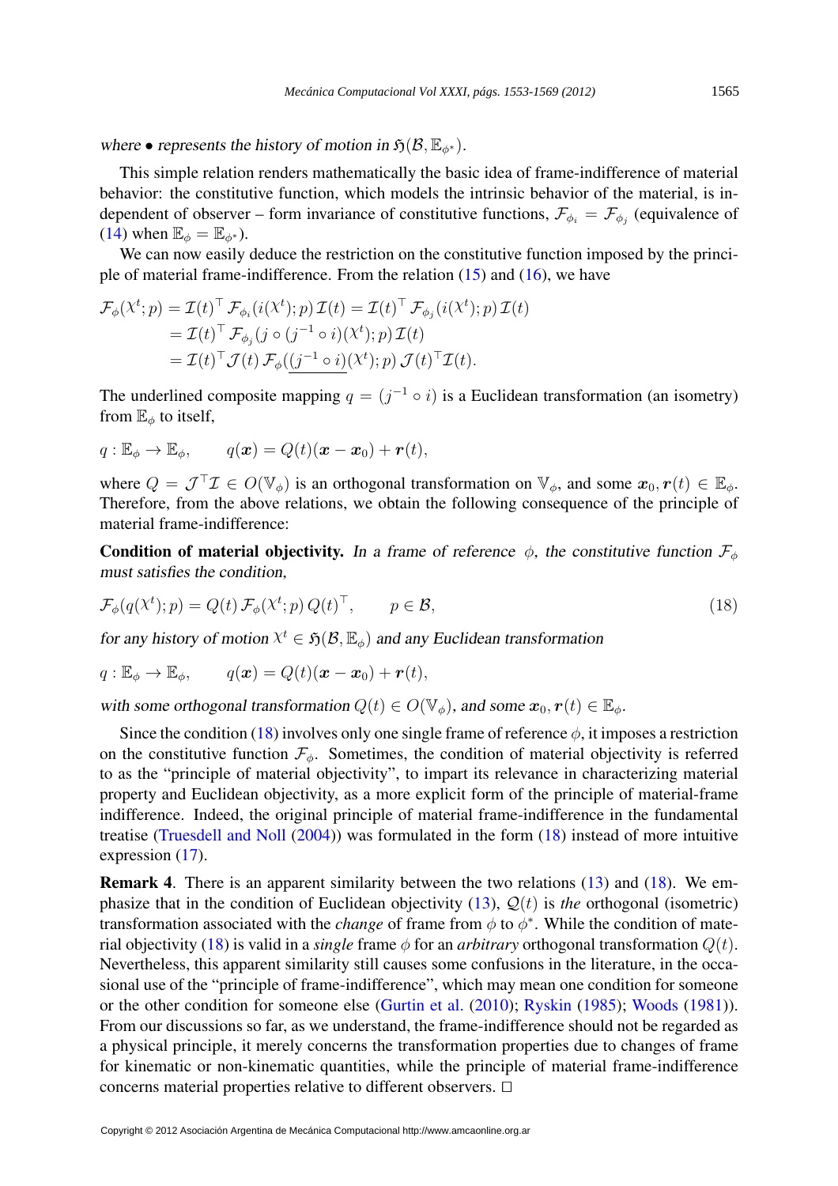*where* $\bullet$ *represents the history of motion in* $\mathfrak{H}(\mathcal{B}, \mathbb{E}_{\phi^*})$.

This simple relation renders mathematically the basic idea of frame-indifference of material behavior: the constitutive function, which models the intrinsic behavior of the material, is independent of observer – form invariance of constitutive functions, $\mathcal{F}_{\phi_i} = \mathcal{F}_{\phi_j}$ (equivalence of (14) when $\mathbb{E}_\phi = \mathbb{E}_{\phi^*}$).

We can now easily deduce the restriction on the constitutive function imposed by the principle of material frame-indifference. From the relation (15) and (16), we have

$$
\begin{aligned}
\mathcal{F}_\phi(\mathcal{X}^t; p) &= \mathcal{I}(t)^\top \mathcal{F}_{\phi_i}(i(\mathcal{X}^t); p)\, \mathcal{I}(t) = \mathcal{I}(t)^\top \mathcal{F}_{\phi_j}(i(\mathcal{X}^t); p)\, \mathcal{I}(t) \\
&= \mathcal{I}(t)^\top \mathcal{F}_{\phi_j}(j \circ (j^{-1} \circ i)(\mathcal{X}^t); p)\, \mathcal{I}(t) \\
&= \mathcal{I}(t)^\top \mathcal{J}(t)\, \mathcal{F}_\phi(\underline{(j^{-1} \circ i)}(\mathcal{X}^t); p)\, \mathcal{J}(t)^\top \mathcal{I}(t).
\end{aligned}
$$

The underlined composite mapping $q = (j^{-1} \circ i)$ is a Euclidean transformation (an isometry) from $\mathbb{E}_\phi$ to itself,

$$
q : \mathbb{E}_\phi \to \mathbb{E}_\phi, \qquad q(\boldsymbol{x}) = Q(t)(\boldsymbol{x} - \boldsymbol{x}_0) + \boldsymbol{r}(t),
$$

where $Q = \mathcal{J}^\top \mathcal{I} \in O(\mathbb{V}_\phi)$ is an orthogonal transformation on $\mathbb{V}_\phi$, and some $\boldsymbol{x}_0, \boldsymbol{r}(t) \in \mathbb{E}_\phi$. Therefore, from the above relations, we obtain the following consequence of the principle of material frame-indifference:

**Condition of material objectivity.** *In a frame of reference* $\phi$*, the constitutive function* $\mathcal{F}_\phi$ *must satisfies the condition,*

$$
\mathcal{F}_\phi(q(\mathcal{X}^t); p) = Q(t)\, \mathcal{F}_\phi(\mathcal{X}^t; p)\, Q(t)^\top, \qquad p \in \mathcal{B}, \tag{18}
$$

*for any history of motion* $\mathcal{X}^t \in \mathfrak{H}(\mathcal{B}, \mathbb{E}_\phi)$ *and any Euclidean transformation*

$$
q : \mathbb{E}_\phi \to \mathbb{E}_\phi, \qquad q(\boldsymbol{x}) = Q(t)(\boldsymbol{x} - \boldsymbol{x}_0) + \boldsymbol{r}(t),
$$

*with some orthogonal transformation* $Q(t) \in O(\mathbb{V}_\phi)$*, and some* $\boldsymbol{x}_0, \boldsymbol{r}(t) \in \mathbb{E}_\phi$.

Since the condition (18) involves only one single frame of reference $\phi$, it imposes a restriction on the constitutive function $\mathcal{F}_\phi$. Sometimes, the condition of material objectivity is referred to as the "principle of material objectivity", to impart its relevance in characterizing material property and Euclidean objectivity, as a more explicit form of the principle of material-frame indifference. Indeed, the original principle of material frame-indifference in the fundamental treatise (Truesdell and Noll (2004)) was formulated in the form (18) instead of more intuitive expression (17).

**Remark 4**. There is an apparent similarity between the two relations (13) and (18). We emphasize that in the condition of Euclidean objectivity (13), $\mathcal{Q}(t)$ is *the* orthogonal (isometric) transformation associated with the *change* of frame from $\phi$ to $\phi^*$. While the condition of material objectivity (18) is valid in a *single* frame $\phi$ for an *arbitrary* orthogonal transformation $Q(t)$. Nevertheless, this apparent similarity still causes some confusions in the literature, in the occasional use of the "principle of frame-indifference", which may mean one condition for someone or the other condition for someone else (Gurtin et al. (2010); Ryskin (1985); Woods (1981)). From our discussions so far, as we understand, the frame-indifference should not be regarded as a physical principle, it merely concerns the transformation properties due to changes of frame for kinematic or non-kinematic quantities, while the principle of material frame-indifference concerns material properties relative to different observers. □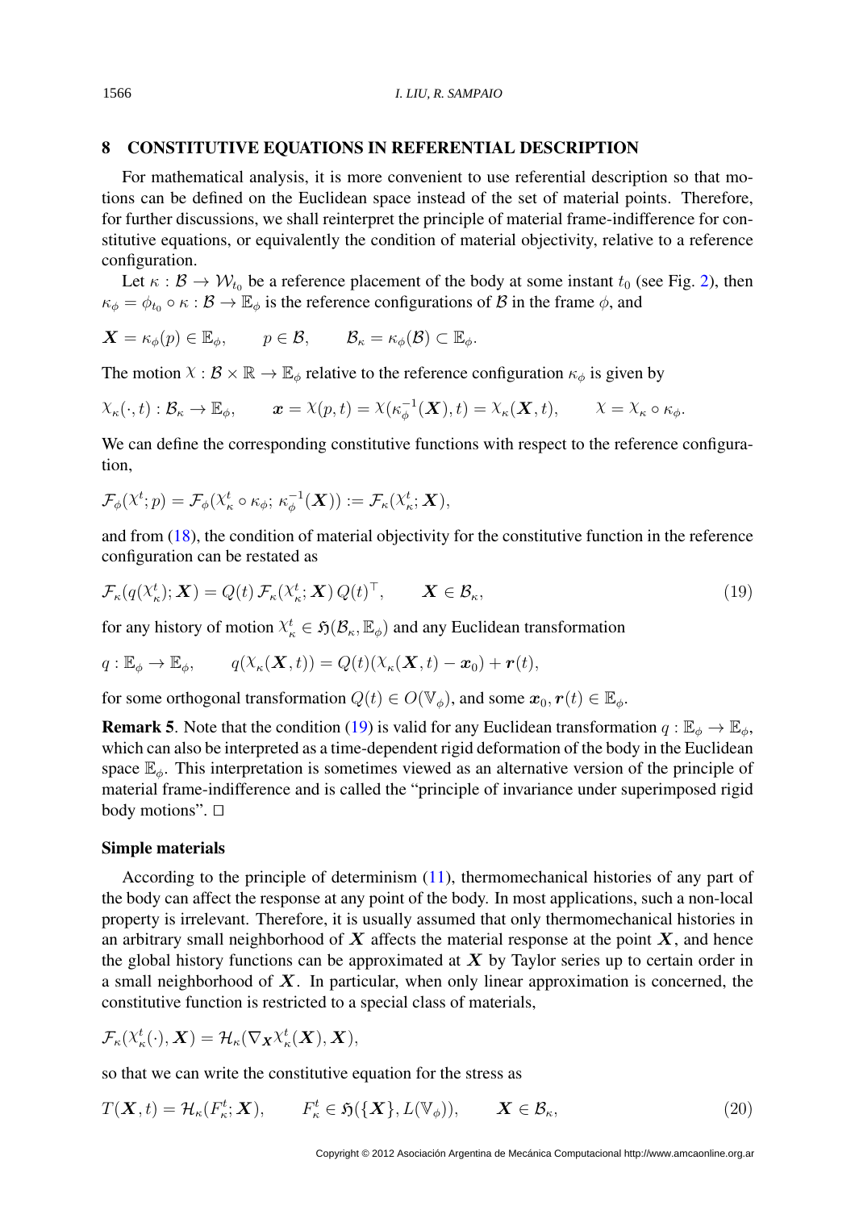## 8 CONSTITUTIVE EQUATIONS IN REFERENTIAL DESCRIPTION

For mathematical analysis, it is more convenient to use referential description so that motions can be defined on the Euclidean space instead of the set of material points. Therefore, for further discussions, we shall reinterpret the principle of material frame-indifference for constitutive equations, or equivalently the condition of material objectivity, relative to a reference configuration.

Let $\kappa : \mathcal{B} \to \mathcal{W}_{t_0}$ be a reference placement of the body at some instant $t_0$ (see Fig. 2), then $\kappa_\phi = \phi_{t_0} \circ \kappa : \mathcal{B} \to \mathbb{E}_\phi$ is the reference configurations of $\mathcal{B}$ in the frame $\phi$, and

$$\boldsymbol{X} = \kappa_\phi(p) \in \mathbb{E}_\phi, \qquad p \in \mathcal{B}, \qquad \mathcal{B}_\kappa = \kappa_\phi(\mathcal{B}) \subset \mathbb{E}_\phi.$$

The motion $\chi : \mathcal{B} \times \mathbb{R} \to \mathbb{E}_\phi$ relative to the reference configuration $\kappa_\phi$ is given by

$$\chi_\kappa(\cdot, t) : \mathcal{B}_\kappa \to \mathbb{E}_\phi, \qquad \boldsymbol{x} = \chi(p, t) = \chi(\kappa_\phi^{-1}(\boldsymbol{X}), t) = \chi_\kappa(\boldsymbol{X}, t), \qquad \chi = \chi_\kappa \circ \kappa_\phi.$$

We can define the corresponding constitutive functions with respect to the reference configuration,

$$\mathcal{F}_\phi(\chi^t; p) = \mathcal{F}_\phi(\chi_\kappa^t \circ \kappa_\phi;\, \kappa_\phi^{-1}(\boldsymbol{X})) := \mathcal{F}_\kappa(\chi_\kappa^t; \boldsymbol{X}),$$

and from (18), the condition of material objectivity for the constitutive function in the reference configuration can be restated as

$$\mathcal{F}_\kappa(q(\chi_\kappa^t); \boldsymbol{X}) = Q(t)\, \mathcal{F}_\kappa(\chi_\kappa^t; \boldsymbol{X})\, Q(t)^\top, \qquad \boldsymbol{X} \in \mathcal{B}_\kappa, \tag{19}$$

for any history of motion $\chi_\kappa^t \in \mathfrak{H}(\mathcal{B}_\kappa, \mathbb{E}_\phi)$ and any Euclidean transformation

$$q : \mathbb{E}_\phi \to \mathbb{E}_\phi, \qquad q(\chi_\kappa(\boldsymbol{X}, t)) = Q(t)(\chi_\kappa(\boldsymbol{X}, t) - \boldsymbol{x}_0) + \boldsymbol{r}(t),$$

for some orthogonal transformation $Q(t) \in O(\mathbb{V}_\phi)$, and some $\boldsymbol{x}_0, \boldsymbol{r}(t) \in \mathbb{E}_\phi$.

**Remark 5**. Note that the condition (19) is valid for any Euclidean transformation $q : \mathbb{E}_\phi \to \mathbb{E}_\phi$, which can also be interpreted as a time-dependent rigid deformation of the body in the Euclidean space $\mathbb{E}_\phi$. This interpretation is sometimes viewed as an alternative version of the principle of material frame-indifference and is called the "principle of invariance under superimposed rigid body motions". □

### Simple materials

According to the principle of determinism (11), thermomechanical histories of any part of the body can affect the response at any point of the body. In most applications, such a non-local property is irrelevant. Therefore, it is usually assumed that only thermomechanical histories in an arbitrary small neighborhood of $\boldsymbol{X}$ affects the material response at the point $\boldsymbol{X}$, and hence the global history functions can be approximated at $\boldsymbol{X}$ by Taylor series up to certain order in a small neighborhood of $\boldsymbol{X}$. In particular, when only linear approximation is concerned, the constitutive function is restricted to a special class of materials,

$$\mathcal{F}_\kappa(\chi_\kappa^t(\cdot), \boldsymbol{X}) = \mathcal{H}_\kappa(\nabla_{\boldsymbol{X}} \chi_\kappa^t(\boldsymbol{X}), \boldsymbol{X}),$$

so that we can write the constitutive equation for the stress as

$$T(\boldsymbol{X}, t) = \mathcal{H}_\kappa(F_\kappa^t; \boldsymbol{X}), \qquad F_\kappa^t \in \mathfrak{H}(\{\boldsymbol{X}\}, L(\mathbb{V}_\phi)), \qquad \boldsymbol{X} \in \mathcal{B}_\kappa, \tag{20}$$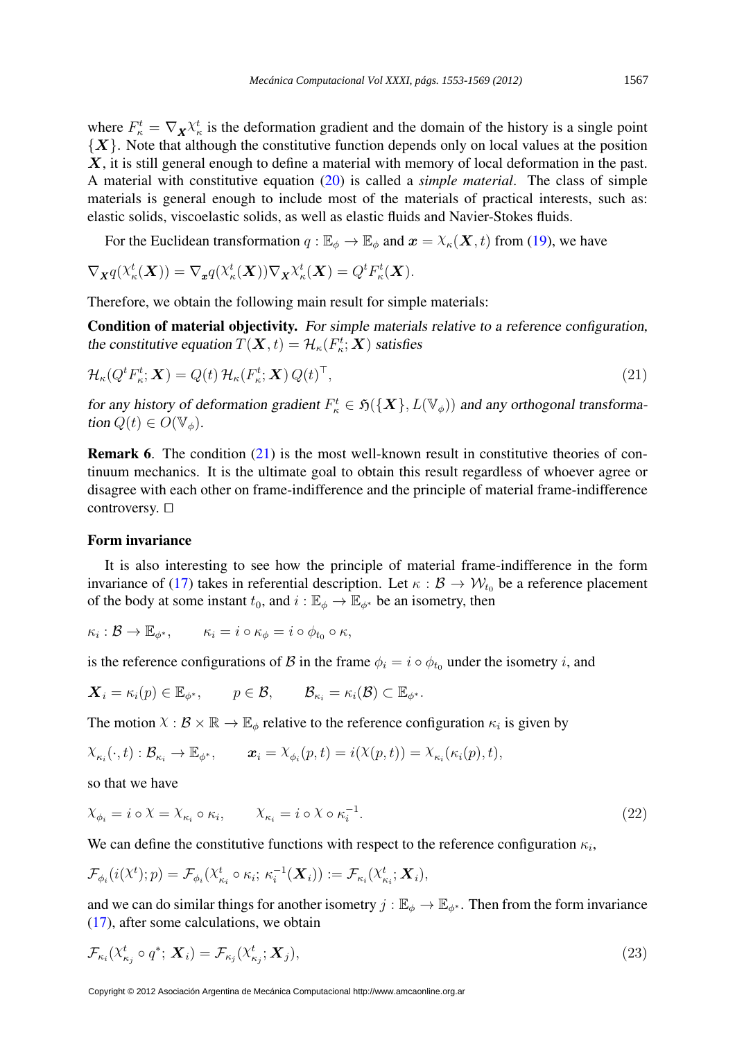where $F^t_\kappa = \nabla_{\boldsymbol{X}} \chi^t_\kappa$ is the deformation gradient and the domain of the history is a single point $\{\boldsymbol{X}\}$. Note that although the constitutive function depends only on local values at the position $\boldsymbol{X}$, it is still general enough to define a material with memory of local deformation in the past. A material with constitutive equation (20) is called a *simple material*. The class of simple materials is general enough to include most of the materials of practical interests, such as: elastic solids, viscoelastic solids, as well as elastic fluids and Navier-Stokes fluids.

For the Euclidean transformation $q : \mathbb{E}_\phi \to \mathbb{E}_\phi$ and $\boldsymbol{x} = \chi_\kappa(\boldsymbol{X}, t)$ from (19), we have

$$\nabla_{\boldsymbol{X}} q(\chi^t_\kappa(\boldsymbol{X})) = \nabla_{\boldsymbol{x}} q(\chi^t_\kappa(\boldsymbol{X})) \nabla_{\boldsymbol{X}} \chi^t_\kappa(\boldsymbol{X}) = Q^t F^t_\kappa(\boldsymbol{X}).$$

Therefore, we obtain the following main result for simple materials:

**Condition of material objectivity.** *For simple materials relative to a reference configuration, the constitutive equation $T(\boldsymbol{X}, t) = \mathcal{H}_\kappa(F^t_\kappa; \boldsymbol{X})$ satisfies*

$$\mathcal{H}_\kappa(Q^t F^t_\kappa; \boldsymbol{X}) = Q(t)\, \mathcal{H}_\kappa(F^t_\kappa; \boldsymbol{X})\, Q(t)^\top, \tag{21}$$

*for any history of deformation gradient $F^t_\kappa \in \mathfrak{H}(\{\boldsymbol{X}\}, L(\mathbb{V}_\phi))$ and any orthogonal transformation $Q(t) \in O(\mathbb{V}_\phi)$.*

**Remark 6**. The condition (21) is the most well-known result in constitutive theories of continuum mechanics. It is the ultimate goal to obtain this result regardless of whoever agree or disagree with each other on frame-indifference and the principle of material frame-indifference controversy. □

**Form invariance**

It is also interesting to see how the principle of material frame-indifference in the form invariance of (17) takes in referential description. Let $\kappa : \mathcal{B} \to \mathcal{W}_{t_0}$ be a reference placement of the body at some instant $t_0$, and $i : \mathbb{E}_\phi \to \mathbb{E}_{\phi^*}$ be an isometry, then

$$\kappa_i : \mathcal{B} \to \mathbb{E}_{\phi^*}, \qquad \kappa_i = i \circ \kappa_\phi = i \circ \phi_{t_0} \circ \kappa,$$

is the reference configurations of $\mathcal{B}$ in the frame $\phi_i = i \circ \phi_{t_0}$ under the isometry $i$, and

$$\boldsymbol{X}_i = \kappa_i(p) \in \mathbb{E}_{\phi^*}, \qquad p \in \mathcal{B}, \qquad \mathcal{B}_{\kappa_i} = \kappa_i(\mathcal{B}) \subset \mathbb{E}_{\phi^*}.$$

The motion $\chi : \mathcal{B} \times \mathbb{R} \to \mathbb{E}_\phi$ relative to the reference configuration $\kappa_i$ is given by

$$\chi_{\kappa_i}(\cdot, t) : \mathcal{B}_{\kappa_i} \to \mathbb{E}_{\phi^*}, \qquad \boldsymbol{x}_i = \chi_{\phi_i}(p, t) = i(\chi(p, t)) = \chi_{\kappa_i}(\kappa_i(p), t),$$

so that we have

$$\chi_{\phi_i} = i \circ \chi = \chi_{\kappa_i} \circ \kappa_i, \qquad \chi_{\kappa_i} = i \circ \chi \circ \kappa_i^{-1}. \tag{22}$$

We can define the constitutive functions with respect to the reference configuration $\kappa_i$,

$$\mathcal{F}_{\phi_i}(i(\chi^t); p) = \mathcal{F}_{\phi_i}(\chi^t_{\kappa_i} \circ \kappa_i;\, \kappa_i^{-1}(\boldsymbol{X}_i)) := \mathcal{F}_{\kappa_i}(\chi^t_{\kappa_i}; \boldsymbol{X}_i),$$

and we can do similar things for another isometry $j : \mathbb{E}_\phi \to \mathbb{E}_{\phi^*}$. Then from the form invariance (17), after some calculations, we obtain

$$\mathcal{F}_{\kappa_i}(\chi^t_{\kappa_j} \circ q^*;\, \boldsymbol{X}_i) = \mathcal{F}_{\kappa_j}(\chi^t_{\kappa_j}; \boldsymbol{X}_j), \tag{23}$$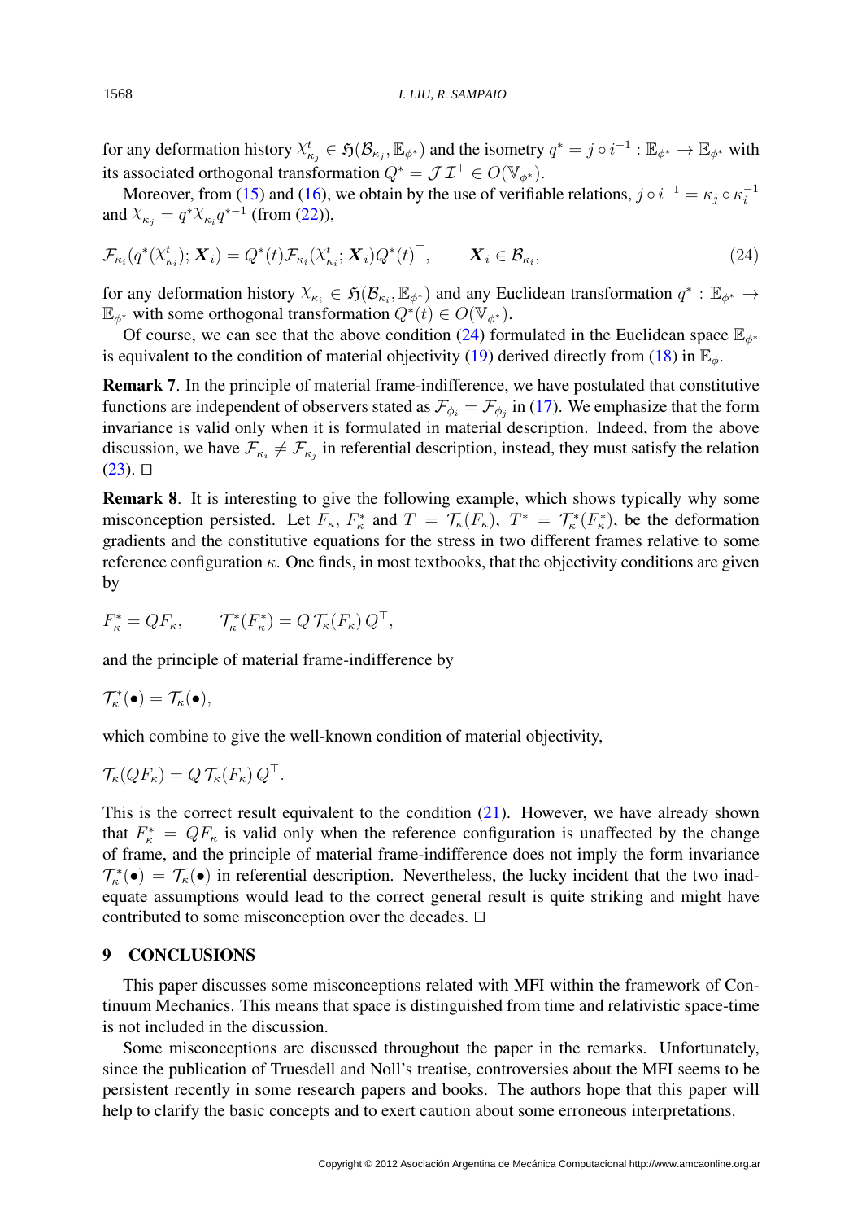for any deformation history $\chi^t_{\kappa_j} \in \mathfrak{H}(\mathcal{B}_{\kappa_j}, \mathbb{E}_{\phi^*})$ and the isometry $q^* = j \circ i^{-1} : \mathbb{E}_{\phi^*} \to \mathbb{E}_{\phi^*}$ with its associated orthogonal transformation $Q^* = \mathcal{J}\,\mathcal{I}^\top \in O(\mathbb{V}_{\phi^*})$.

Moreover, from (15) and (16), we obtain by the use of verifiable relations, $j \circ i^{-1} = \kappa_j \circ \kappa_i^{-1}$ and $\chi_{\kappa_j} = q^* \chi_{\kappa_i} q^{*-1}$ (from (22)),

$$
\mathcal{F}_{\kappa_i}(q^*(\chi^t_{\kappa_i}); \boldsymbol{X}_i) = Q^*(t)\mathcal{F}_{\kappa_i}(\chi^t_{\kappa_i}; \boldsymbol{X}_i)Q^*(t)^\top, \qquad \boldsymbol{X}_i \in \mathcal{B}_{\kappa_i}, \tag{24}
$$

for any deformation history $\chi_{\kappa_i} \in \mathfrak{H}(\mathcal{B}_{\kappa_i}, \mathbb{E}_{\phi^*})$ and any Euclidean transformation $q^* : \mathbb{E}_{\phi^*} \to \mathbb{E}_{\phi^*}$ with some orthogonal transformation $Q^*(t) \in O(\mathbb{V}_{\phi^*})$.

Of course, we can see that the above condition (24) formulated in the Euclidean space $\mathbb{E}_{\phi^*}$ is equivalent to the condition of material objectivity (19) derived directly from (18) in $\mathbb{E}_\phi$.

**Remark 7**. In the principle of material frame-indifference, we have postulated that constitutive functions are independent of observers stated as $\mathcal{F}_{\phi_i} = \mathcal{F}_{\phi_j}$ in (17). We emphasize that the form invariance is valid only when it is formulated in material description. Indeed, from the above discussion, we have $\mathcal{F}_{\kappa_i} \neq \mathcal{F}_{\kappa_j}$ in referential description, instead, they must satisfy the relation (23). □

**Remark 8**. It is interesting to give the following example, which shows typically why some misconception persisted. Let $F_\kappa$, $F^*_\kappa$ and $T = \mathcal{T}_\kappa(F_\kappa)$, $T^* = \mathcal{T}^*_\kappa(F^*_\kappa)$, be the deformation gradients and the constitutive equations for the stress in two different frames relative to some reference configuration $\kappa$. One finds, in most textbooks, that the objectivity conditions are given by

$$
F^*_\kappa = QF_\kappa, \qquad \mathcal{T}^*_\kappa(F^*_\kappa) = Q\,\mathcal{T}_\kappa(F_\kappa)\,Q^\top,
$$

and the principle of material frame-indifference by

$$
\mathcal{T}^*_\kappa(\bullet) = \mathcal{T}_\kappa(\bullet),
$$

which combine to give the well-known condition of material objectivity,

$$
\mathcal{T}_\kappa(QF_\kappa) = Q\,\mathcal{T}_\kappa(F_\kappa)\,Q^\top.
$$

This is the correct result equivalent to the condition (21). However, we have already shown that $F^*_\kappa = QF_\kappa$ is valid only when the reference configuration is unaffected by the change of frame, and the principle of material frame-indifference does not imply the form invariance $\mathcal{T}^*_\kappa(\bullet) = \mathcal{T}_\kappa(\bullet)$ in referential description. Nevertheless, the lucky incident that the two inadequate assumptions would lead to the correct general result is quite striking and might have contributed to some misconception over the decades. □

## 9 CONCLUSIONS

This paper discusses some misconceptions related with MFI within the framework of Continuum Mechanics. This means that space is distinguished from time and relativistic space-time is not included in the discussion.

Some misconceptions are discussed throughout the paper in the remarks. Unfortunately, since the publication of Truesdell and Noll's treatise, controversies about the MFI seems to be persistent recently in some research papers and books. The authors hope that this paper will help to clarify the basic concepts and to exert caution about some erroneous interpretations.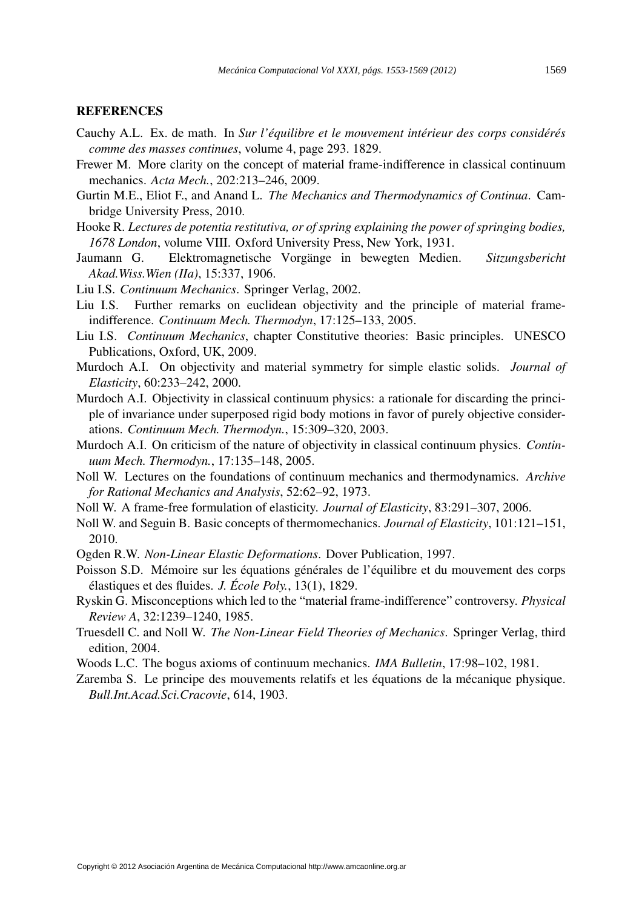## REFERENCES

Cauchy A.L. Ex. de math. In *Sur l'équilibre et le mouvement intérieur des corps considérés comme des masses continues*, volume 4, page 293. 1829.

Frewer M. More clarity on the concept of material frame-indifference in classical continuum mechanics. *Acta Mech.*, 202:213–246, 2009.

Gurtin M.E., Eliot F., and Anand L. *The Mechanics and Thermodynamics of Continua*. Cambridge University Press, 2010.

Hooke R. *Lectures de potentia restitutiva, or of spring explaining the power of springing bodies, 1678 London*, volume VIII. Oxford University Press, New York, 1931.

Jaumann G. Elektromagnetische Vorgänge in bewegten Medien. *Sitzungsbericht Akad.Wiss.Wien (IIa)*, 15:337, 1906.

Liu I.S. *Continuum Mechanics*. Springer Verlag, 2002.

Liu I.S. Further remarks on euclidean objectivity and the principle of material frame-indifference. *Continuum Mech. Thermodyn*, 17:125–133, 2005.

Liu I.S. *Continuum Mechanics*, chapter Constitutive theories: Basic principles. UNESCO Publications, Oxford, UK, 2009.

Murdoch A.I. On objectivity and material symmetry for simple elastic solids. *Journal of Elasticity*, 60:233–242, 2000.

Murdoch A.I. Objectivity in classical continuum physics: a rationale for discarding the principle of invariance under superposed rigid body motions in favor of purely objective considerations. *Continuum Mech. Thermodyn.*, 15:309–320, 2003.

Murdoch A.I. On criticism of the nature of objectivity in classical continuum physics. *Continuum Mech. Thermodyn.*, 17:135–148, 2005.

Noll W. Lectures on the foundations of continuum mechanics and thermodynamics. *Archive for Rational Mechanics and Analysis*, 52:62–92, 1973.

Noll W. A frame-free formulation of elasticity. *Journal of Elasticity*, 83:291–307, 2006.

Noll W. and Seguin B. Basic concepts of thermomechanics. *Journal of Elasticity*, 101:121–151, 2010.

Ogden R.W. *Non-Linear Elastic Deformations*. Dover Publication, 1997.

Poisson S.D. Mémoire sur les équations générales de l'équilibre et du mouvement des corps élastiques et des fluides. *J. École Poly.*, 13(1), 1829.

Ryskin G. Misconceptions which led to the "material frame-indifference" controversy. *Physical Review A*, 32:1239–1240, 1985.

Truesdell C. and Noll W. *The Non-Linear Field Theories of Mechanics*. Springer Verlag, third edition, 2004.

Woods L.C. The bogus axioms of continuum mechanics. *IMA Bulletin*, 17:98–102, 1981.

Zaremba S. Le principe des mouvements relatifs et les équations de la mécanique physique. *Bull.Int.Acad.Sci.Cracovie*, 614, 1903.